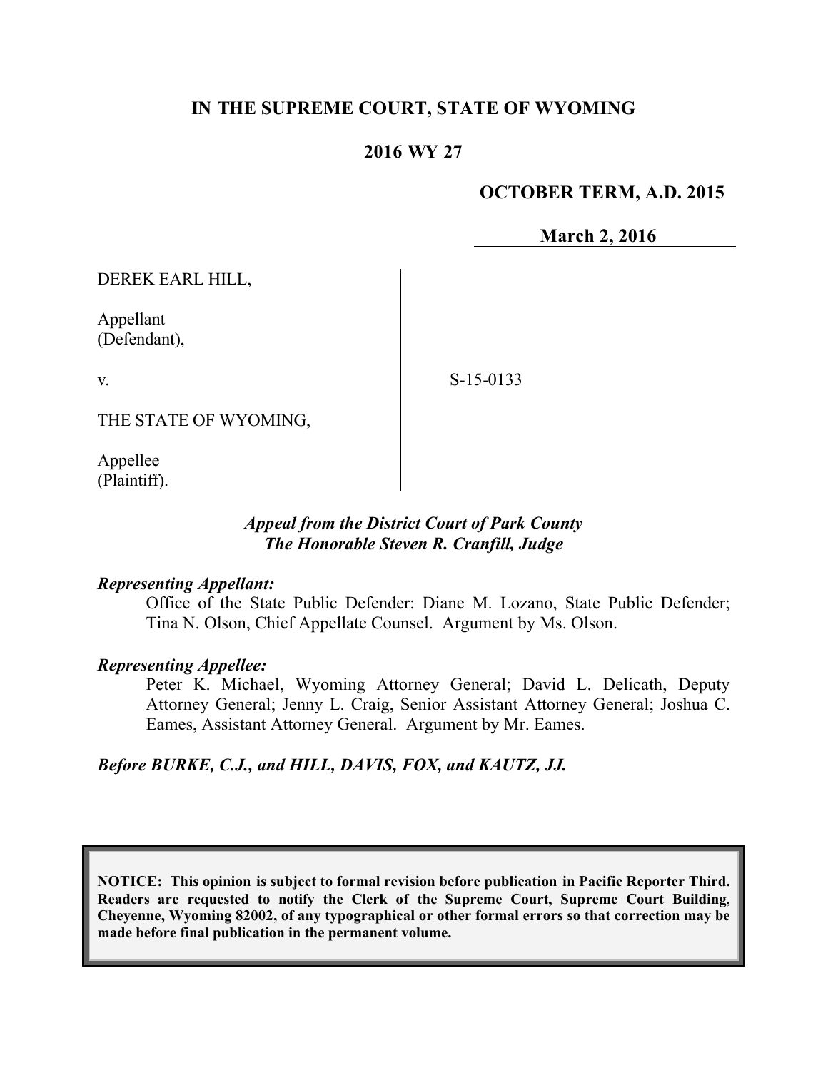**IN THE SUPREME COURT, STATE OF WYOMING**

**2016 WY 27**

**OCTOBER TERM, A.D. 2015**

**March 2, 2016**

DEREK EARL HILL,

Appellant
(Defendant),

v.

THE STATE OF WYOMING,

Appellee
(Plaintiff).

S-15-0133

***Appeal from the District Court of Park County***
***The Honorable Steven R. Cranfill, Judge***

***Representing Appellant:***

Office of the State Public Defender: Diane M. Lozano, State Public Defender; Tina N. Olson, Chief Appellate Counsel. Argument by Ms. Olson.

***Representing Appellee:***

Peter K. Michael, Wyoming Attorney General; David L. Delicath, Deputy Attorney General; Jenny L. Craig, Senior Assistant Attorney General; Joshua C. Eames, Assistant Attorney General. Argument by Mr. Eames.

***Before BURKE, C.J., and HILL, DAVIS, FOX, and KAUTZ, JJ.***

**NOTICE: This opinion is subject to formal revision before publication in Pacific Reporter Third. Readers are requested to notify the Clerk of the Supreme Court, Supreme Court Building, Cheyenne, Wyoming 82002, of any typographical or other formal errors so that correction may be made before final publication in the permanent volume.**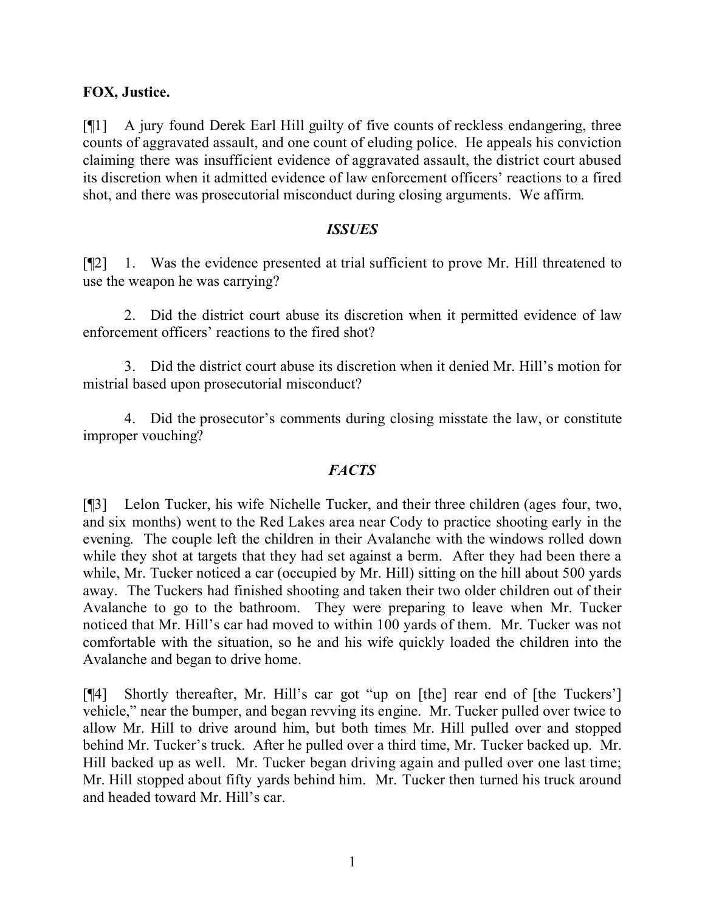**FOX, Justice.**

[¶1] A jury found Derek Earl Hill guilty of five counts of reckless endangering, three counts of aggravated assault, and one count of eluding police. He appeals his conviction claiming there was insufficient evidence of aggravated assault, the district court abused its discretion when it admitted evidence of law enforcement officers' reactions to a fired shot, and there was prosecutorial misconduct during closing arguments. We affirm.

## *ISSUES*

[¶2] 1. Was the evidence presented at trial sufficient to prove Mr. Hill threatened to use the weapon he was carrying?

2. Did the district court abuse its discretion when it permitted evidence of law enforcement officers' reactions to the fired shot?

3. Did the district court abuse its discretion when it denied Mr. Hill's motion for mistrial based upon prosecutorial misconduct?

4. Did the prosecutor's comments during closing misstate the law, or constitute improper vouching?

## *FACTS*

[¶3] Lelon Tucker, his wife Nichelle Tucker, and their three children (ages four, two, and six months) went to the Red Lakes area near Cody to practice shooting early in the evening. The couple left the children in their Avalanche with the windows rolled down while they shot at targets that they had set against a berm. After they had been there a while, Mr. Tucker noticed a car (occupied by Mr. Hill) sitting on the hill about 500 yards away. The Tuckers had finished shooting and taken their two older children out of their Avalanche to go to the bathroom. They were preparing to leave when Mr. Tucker noticed that Mr. Hill's car had moved to within 100 yards of them. Mr. Tucker was not comfortable with the situation, so he and his wife quickly loaded the children into the Avalanche and began to drive home.

[¶4] Shortly thereafter, Mr. Hill's car got "up on [the] rear end of [the Tuckers'] vehicle," near the bumper, and began revving its engine. Mr. Tucker pulled over twice to allow Mr. Hill to drive around him, but both times Mr. Hill pulled over and stopped behind Mr. Tucker's truck. After he pulled over a third time, Mr. Tucker backed up. Mr. Hill backed up as well. Mr. Tucker began driving again and pulled over one last time; Mr. Hill stopped about fifty yards behind him. Mr. Tucker then turned his truck around and headed toward Mr. Hill's car.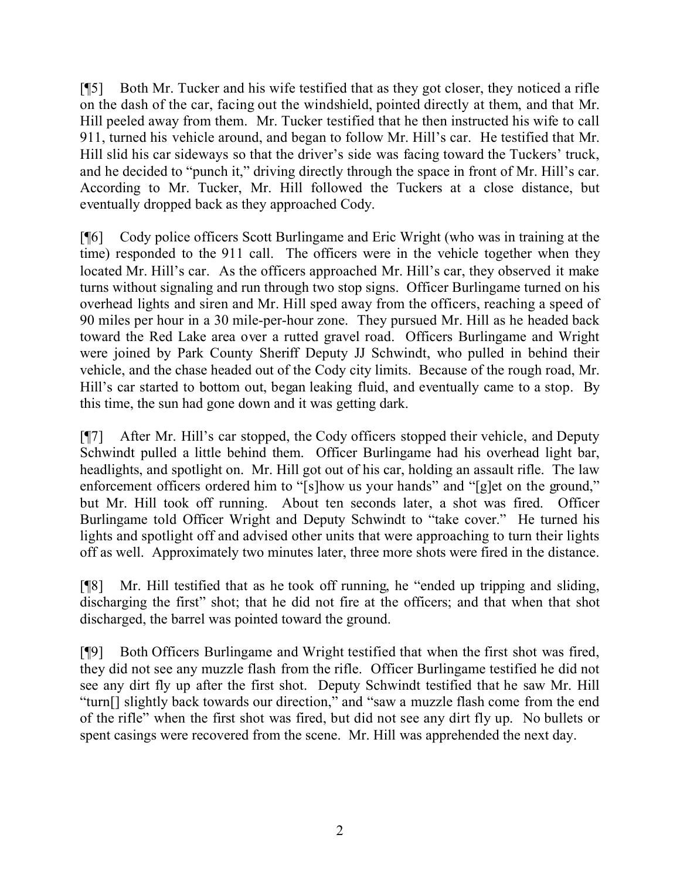[¶5] Both Mr. Tucker and his wife testified that as they got closer, they noticed a rifle on the dash of the car, facing out the windshield, pointed directly at them, and that Mr. Hill peeled away from them. Mr. Tucker testified that he then instructed his wife to call 911, turned his vehicle around, and began to follow Mr. Hill's car. He testified that Mr. Hill slid his car sideways so that the driver's side was facing toward the Tuckers' truck, and he decided to "punch it," driving directly through the space in front of Mr. Hill's car. According to Mr. Tucker, Mr. Hill followed the Tuckers at a close distance, but eventually dropped back as they approached Cody.

[¶6] Cody police officers Scott Burlingame and Eric Wright (who was in training at the time) responded to the 911 call. The officers were in the vehicle together when they located Mr. Hill's car. As the officers approached Mr. Hill's car, they observed it make turns without signaling and run through two stop signs. Officer Burlingame turned on his overhead lights and siren and Mr. Hill sped away from the officers, reaching a speed of 90 miles per hour in a 30 mile-per-hour zone. They pursued Mr. Hill as he headed back toward the Red Lake area over a rutted gravel road. Officers Burlingame and Wright were joined by Park County Sheriff Deputy JJ Schwindt, who pulled in behind their vehicle, and the chase headed out of the Cody city limits. Because of the rough road, Mr. Hill's car started to bottom out, began leaking fluid, and eventually came to a stop. By this time, the sun had gone down and it was getting dark.

[¶7] After Mr. Hill's car stopped, the Cody officers stopped their vehicle, and Deputy Schwindt pulled a little behind them. Officer Burlingame had his overhead light bar, headlights, and spotlight on. Mr. Hill got out of his car, holding an assault rifle. The law enforcement officers ordered him to "[s]how us your hands" and "[g]et on the ground," but Mr. Hill took off running. About ten seconds later, a shot was fired. Officer Burlingame told Officer Wright and Deputy Schwindt to "take cover." He turned his lights and spotlight off and advised other units that were approaching to turn their lights off as well. Approximately two minutes later, three more shots were fired in the distance.

[¶8] Mr. Hill testified that as he took off running, he "ended up tripping and sliding, discharging the first" shot; that he did not fire at the officers; and that when that shot discharged, the barrel was pointed toward the ground.

[¶9] Both Officers Burlingame and Wright testified that when the first shot was fired, they did not see any muzzle flash from the rifle. Officer Burlingame testified he did not see any dirt fly up after the first shot. Deputy Schwindt testified that he saw Mr. Hill "turn[] slightly back towards our direction," and "saw a muzzle flash come from the end of the rifle" when the first shot was fired, but did not see any dirt fly up. No bullets or spent casings were recovered from the scene. Mr. Hill was apprehended the next day.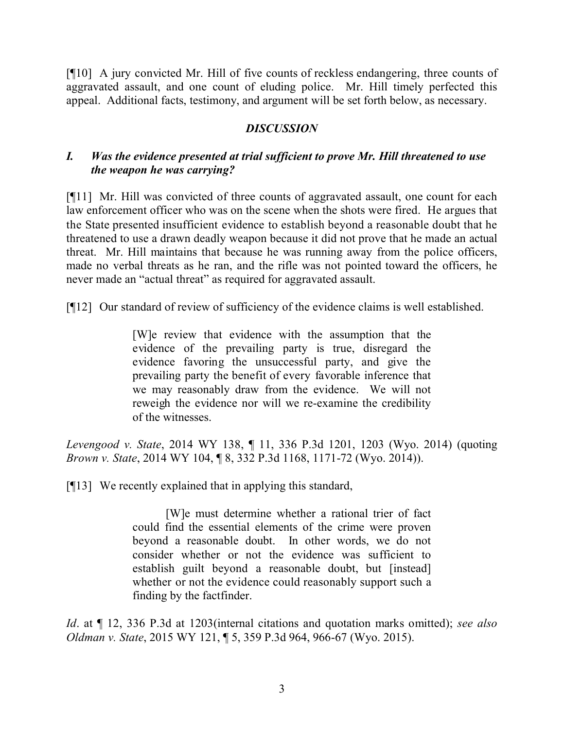[¶10] A jury convicted Mr. Hill of five counts of reckless endangering, three counts of aggravated assault, and one count of eluding police. Mr. Hill timely perfected this appeal. Additional facts, testimony, and argument will be set forth below, as necessary.

## *DISCUSSION*

### *I. Was the evidence presented at trial sufficient to prove Mr. Hill threatened to use the weapon he was carrying?*

[¶11] Mr. Hill was convicted of three counts of aggravated assault, one count for each law enforcement officer who was on the scene when the shots were fired. He argues that the State presented insufficient evidence to establish beyond a reasonable doubt that he threatened to use a drawn deadly weapon because it did not prove that he made an actual threat. Mr. Hill maintains that because he was running away from the police officers, made no verbal threats as he ran, and the rifle was not pointed toward the officers, he never made an "actual threat" as required for aggravated assault.

[¶12] Our standard of review of sufficiency of the evidence claims is well established.

> [W]e review that evidence with the assumption that the evidence of the prevailing party is true, disregard the evidence favoring the unsuccessful party, and give the prevailing party the benefit of every favorable inference that we may reasonably draw from the evidence. We will not reweigh the evidence nor will we re-examine the credibility of the witnesses.

*Levengood v. State*, 2014 WY 138, ¶ 11, 336 P.3d 1201, 1203 (Wyo. 2014) (quoting *Brown v. State*, 2014 WY 104, ¶ 8, 332 P.3d 1168, 1171-72 (Wyo. 2014)).

[¶13] We recently explained that in applying this standard,

> [W]e must determine whether a rational trier of fact could find the essential elements of the crime were proven beyond a reasonable doubt. In other words, we do not consider whether or not the evidence was sufficient to establish guilt beyond a reasonable doubt, but [instead] whether or not the evidence could reasonably support such a finding by the factfinder.

*Id*. at ¶ 12, 336 P.3d at 1203(internal citations and quotation marks omitted); *see also Oldman v. State*, 2015 WY 121, ¶ 5, 359 P.3d 964, 966-67 (Wyo. 2015).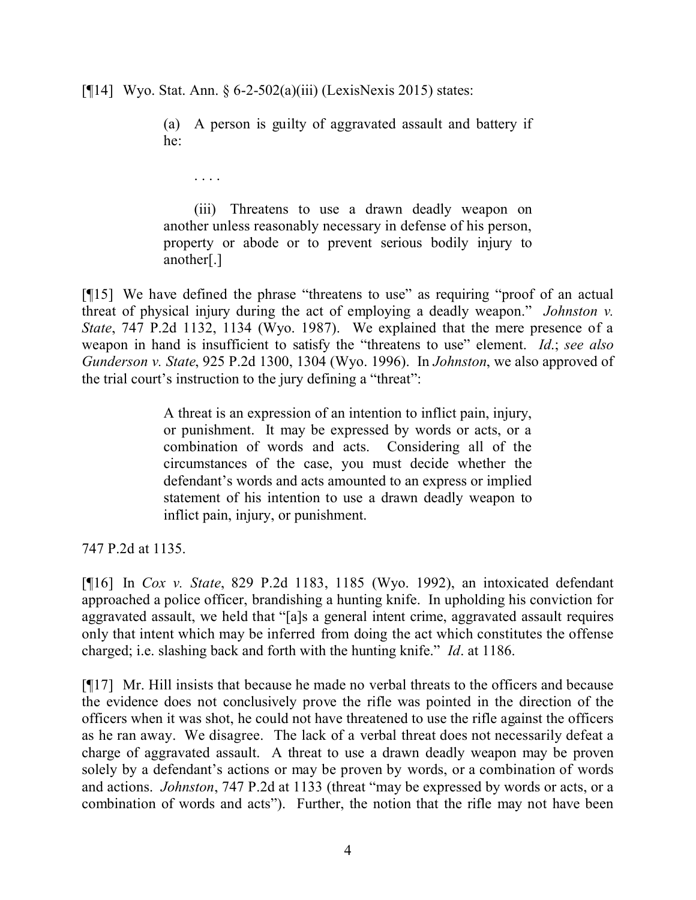[¶14] Wyo. Stat. Ann. § 6-2-502(a)(iii) (LexisNexis 2015) states:

> (a) A person is guilty of aggravated assault and battery if he:
>
> . . . .
>
> (iii) Threatens to use a drawn deadly weapon on another unless reasonably necessary in defense of his person, property or abode or to prevent serious bodily injury to another[.]

[¶15] We have defined the phrase "threatens to use" as requiring "proof of an actual threat of physical injury during the act of employing a deadly weapon." *Johnston v. State*, 747 P.2d 1132, 1134 (Wyo. 1987). We explained that the mere presence of a weapon in hand is insufficient to satisfy the "threatens to use" element. *Id*.; *see also Gunderson v. State*, 925 P.2d 1300, 1304 (Wyo. 1996). In *Johnston*, we also approved of the trial court's instruction to the jury defining a "threat":

> A threat is an expression of an intention to inflict pain, injury, or punishment. It may be expressed by words or acts, or a combination of words and acts. Considering all of the circumstances of the case, you must decide whether the defendant's words and acts amounted to an express or implied statement of his intention to use a drawn deadly weapon to inflict pain, injury, or punishment.

747 P.2d at 1135.

[¶16] In *Cox v. State*, 829 P.2d 1183, 1185 (Wyo. 1992), an intoxicated defendant approached a police officer, brandishing a hunting knife. In upholding his conviction for aggravated assault, we held that "[a]s a general intent crime, aggravated assault requires only that intent which may be inferred from doing the act which constitutes the offense charged; i.e. slashing back and forth with the hunting knife." *Id*. at 1186.

[¶17] Mr. Hill insists that because he made no verbal threats to the officers and because the evidence does not conclusively prove the rifle was pointed in the direction of the officers when it was shot, he could not have threatened to use the rifle against the officers as he ran away. We disagree. The lack of a verbal threat does not necessarily defeat a charge of aggravated assault. A threat to use a drawn deadly weapon may be proven solely by a defendant's actions or may be proven by words, or a combination of words and actions. *Johnston*, 747 P.2d at 1133 (threat "may be expressed by words or acts, or a combination of words and acts"). Further, the notion that the rifle may not have been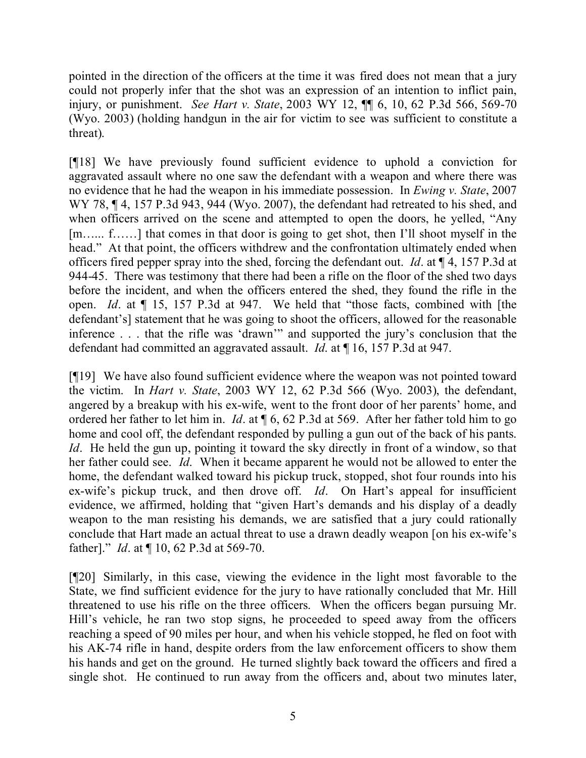pointed in the direction of the officers at the time it was fired does not mean that a jury could not properly infer that the shot was an expression of an intention to inflict pain, injury, or punishment. *See Hart v. State*, 2003 WY 12, ¶¶ 6, 10, 62 P.3d 566, 569-70 (Wyo. 2003) (holding handgun in the air for victim to see was sufficient to constitute a threat).

[¶18] We have previously found sufficient evidence to uphold a conviction for aggravated assault where no one saw the defendant with a weapon and where there was no evidence that he had the weapon in his immediate possession. In *Ewing v. State*, 2007 WY 78, ¶ 4, 157 P.3d 943, 944 (Wyo. 2007), the defendant had retreated to his shed, and when officers arrived on the scene and attempted to open the doors, he yelled, "Any [m…... f……] that comes in that door is going to get shot, then I'll shoot myself in the head." At that point, the officers withdrew and the confrontation ultimately ended when officers fired pepper spray into the shed, forcing the defendant out. *Id*. at ¶ 4, 157 P.3d at 944-45. There was testimony that there had been a rifle on the floor of the shed two days before the incident, and when the officers entered the shed, they found the rifle in the open. *Id*. at ¶ 15, 157 P.3d at 947. We held that "those facts, combined with [the defendant's] statement that he was going to shoot the officers, allowed for the reasonable inference . . . that the rifle was 'drawn'" and supported the jury's conclusion that the defendant had committed an aggravated assault. *Id*. at ¶ 16, 157 P.3d at 947.

[¶19] We have also found sufficient evidence where the weapon was not pointed toward the victim. In *Hart v. State*, 2003 WY 12, 62 P.3d 566 (Wyo. 2003), the defendant, angered by a breakup with his ex-wife, went to the front door of her parents' home, and ordered her father to let him in. *Id*. at ¶ 6, 62 P.3d at 569. After her father told him to go home and cool off, the defendant responded by pulling a gun out of the back of his pants. *Id*. He held the gun up, pointing it toward the sky directly in front of a window, so that her father could see. *Id*. When it became apparent he would not be allowed to enter the home, the defendant walked toward his pickup truck, stopped, shot four rounds into his ex-wife's pickup truck, and then drove off. *Id*. On Hart's appeal for insufficient evidence, we affirmed, holding that "given Hart's demands and his display of a deadly weapon to the man resisting his demands, we are satisfied that a jury could rationally conclude that Hart made an actual threat to use a drawn deadly weapon [on his ex-wife's father]." *Id*. at ¶ 10, 62 P.3d at 569-70.

[¶20] Similarly, in this case, viewing the evidence in the light most favorable to the State, we find sufficient evidence for the jury to have rationally concluded that Mr. Hill threatened to use his rifle on the three officers. When the officers began pursuing Mr. Hill's vehicle, he ran two stop signs, he proceeded to speed away from the officers reaching a speed of 90 miles per hour, and when his vehicle stopped, he fled on foot with his AK-74 rifle in hand, despite orders from the law enforcement officers to show them his hands and get on the ground. He turned slightly back toward the officers and fired a single shot. He continued to run away from the officers and, about two minutes later,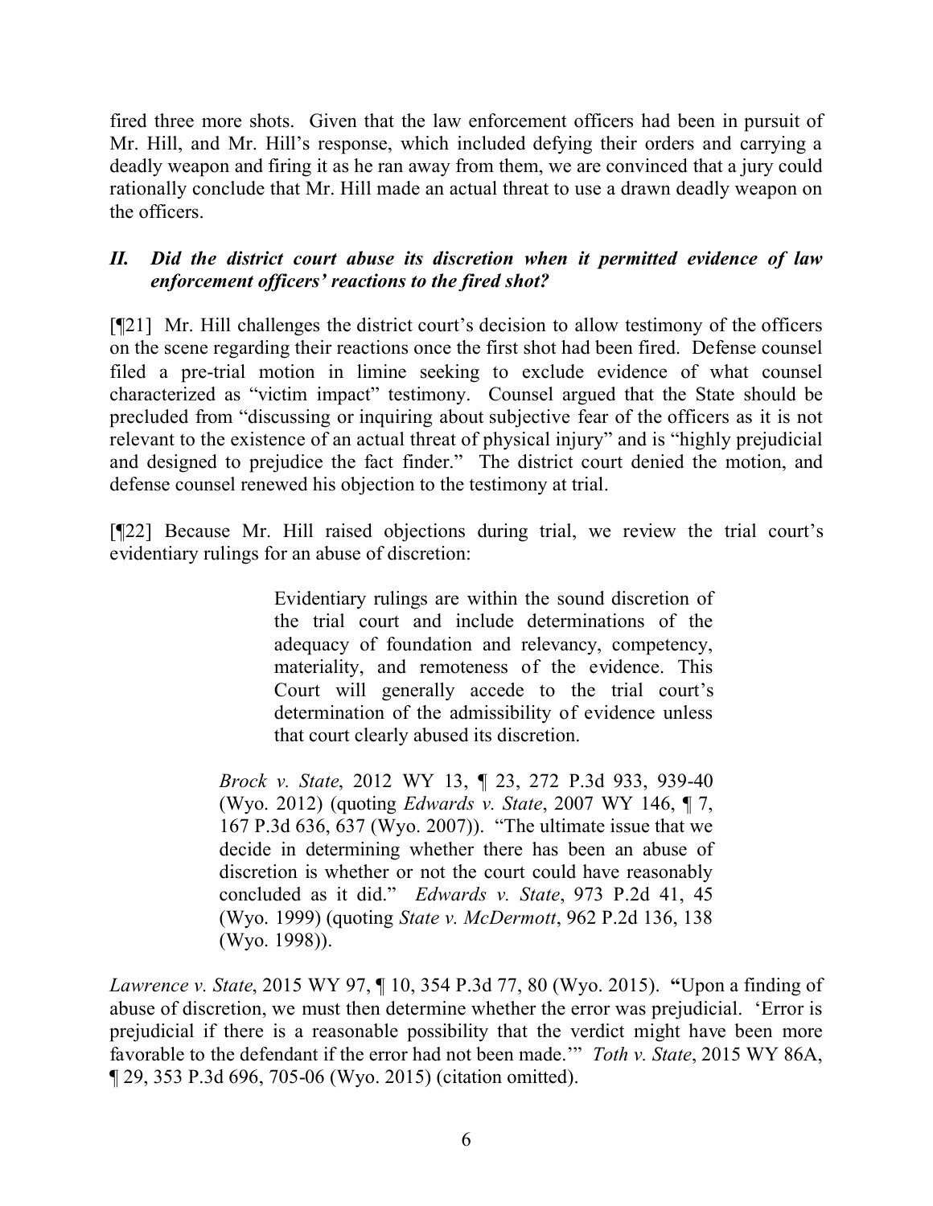fired three more shots. Given that the law enforcement officers had been in pursuit of Mr. Hill, and Mr. Hill's response, which included defying their orders and carrying a deadly weapon and firing it as he ran away from them, we are convinced that a jury could rationally conclude that Mr. Hill made an actual threat to use a drawn deadly weapon on the officers.

### *II. Did the district court abuse its discretion when it permitted evidence of law enforcement officers' reactions to the fired shot?*

[¶21] Mr. Hill challenges the district court's decision to allow testimony of the officers on the scene regarding their reactions once the first shot had been fired. Defense counsel filed a pre-trial motion in limine seeking to exclude evidence of what counsel characterized as "victim impact" testimony. Counsel argued that the State should be precluded from "discussing or inquiring about subjective fear of the officers as it is not relevant to the existence of an actual threat of physical injury" and is "highly prejudicial and designed to prejudice the fact finder." The district court denied the motion, and defense counsel renewed his objection to the testimony at trial.

[¶22] Because Mr. Hill raised objections during trial, we review the trial court's evidentiary rulings for an abuse of discretion:

> Evidentiary rulings are within the sound discretion of the trial court and include determinations of the adequacy of foundation and relevancy, competency, materiality, and remoteness of the evidence. This Court will generally accede to the trial court's determination of the admissibility of evidence unless that court clearly abused its discretion.
>
> *Brock v. State*, 2012 WY 13, ¶ 23, 272 P.3d 933, 939-40 (Wyo. 2012) (quoting *Edwards v. State*, 2007 WY 146, ¶ 7, 167 P.3d 636, 637 (Wyo. 2007)). "The ultimate issue that we decide in determining whether there has been an abuse of discretion is whether or not the court could have reasonably concluded as it did." *Edwards v. State*, 973 P.2d 41, 45 (Wyo. 1999) (quoting *State v. McDermott*, 962 P.2d 136, 138 (Wyo. 1998)).

*Lawrence v. State*, 2015 WY 97, ¶ 10, 354 P.3d 77, 80 (Wyo. 2015). **"**Upon a finding of abuse of discretion, we must then determine whether the error was prejudicial. 'Error is prejudicial if there is a reasonable possibility that the verdict might have been more favorable to the defendant if the error had not been made.'" *Toth v. State*, 2015 WY 86A, ¶ 29, 353 P.3d 696, 705-06 (Wyo. 2015) (citation omitted).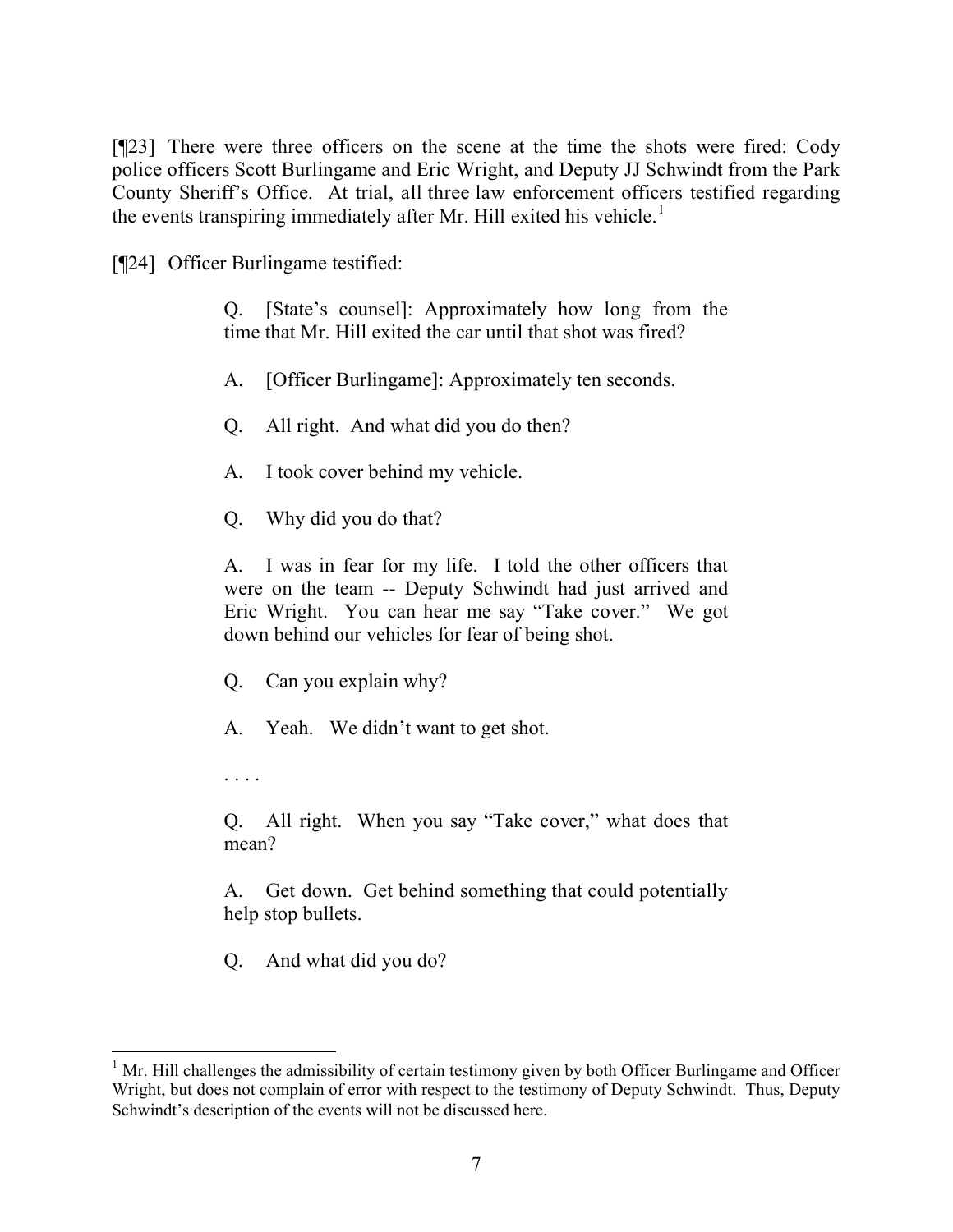[¶23] There were three officers on the scene at the time the shots were fired: Cody police officers Scott Burlingame and Eric Wright, and Deputy JJ Schwindt from the Park County Sheriff's Office. At trial, all three law enforcement officers testified regarding the events transpiring immediately after Mr. Hill exited his vehicle.[1]

[¶24] Officer Burlingame testified:

> Q. [State's counsel]: Approximately how long from the time that Mr. Hill exited the car until that shot was fired?
>
> A. [Officer Burlingame]: Approximately ten seconds.
>
> Q. All right. And what did you do then?
>
> A. I took cover behind my vehicle.
>
> Q. Why did you do that?
>
> A. I was in fear for my life. I told the other officers that were on the team -- Deputy Schwindt had just arrived and Eric Wright. You can hear me say "Take cover." We got down behind our vehicles for fear of being shot.
>
> Q. Can you explain why?
>
> A. Yeah. We didn't want to get shot.
>
> . . . .
>
> Q. All right. When you say "Take cover," what does that mean?
>
> A. Get down. Get behind something that could potentially help stop bullets.
>
> Q. And what did you do?

---

[1] Mr. Hill challenges the admissibility of certain testimony given by both Officer Burlingame and Officer Wright, but does not complain of error with respect to the testimony of Deputy Schwindt. Thus, Deputy Schwindt's description of the events will not be discussed here.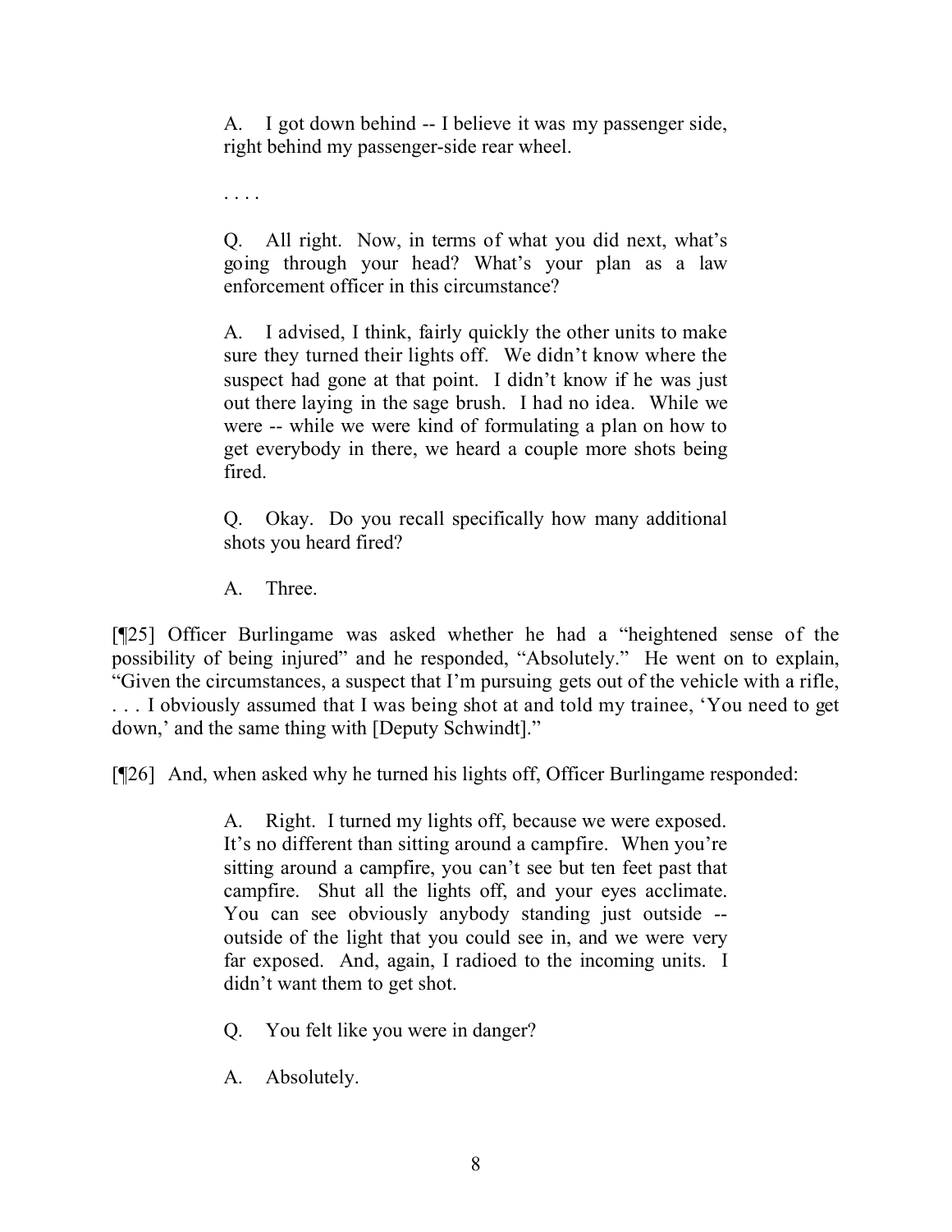> A. I got down behind -- I believe it was my passenger side, right behind my passenger-side rear wheel.
>
> . . . .
>
> Q. All right. Now, in terms of what you did next, what's going through your head? What's your plan as a law enforcement officer in this circumstance?
>
> A. I advised, I think, fairly quickly the other units to make sure they turned their lights off. We didn't know where the suspect had gone at that point. I didn't know if he was just out there laying in the sage brush. I had no idea. While we were -- while we were kind of formulating a plan on how to get everybody in there, we heard a couple more shots being fired.
>
> Q. Okay. Do you recall specifically how many additional shots you heard fired?
>
> A. Three.

[¶25] Officer Burlingame was asked whether he had a "heightened sense of the possibility of being injured" and he responded, "Absolutely." He went on to explain, "Given the circumstances, a suspect that I'm pursuing gets out of the vehicle with a rifle, . . . I obviously assumed that I was being shot at and told my trainee, 'You need to get down,' and the same thing with [Deputy Schwindt]."

[¶26] And, when asked why he turned his lights off, Officer Burlingame responded:

> A. Right. I turned my lights off, because we were exposed. It's no different than sitting around a campfire. When you're sitting around a campfire, you can't see but ten feet past that campfire. Shut all the lights off, and your eyes acclimate. You can see obviously anybody standing just outside -- outside of the light that you could see in, and we were very far exposed. And, again, I radioed to the incoming units. I didn't want them to get shot.
>
> Q. You felt like you were in danger?
>
> A. Absolutely.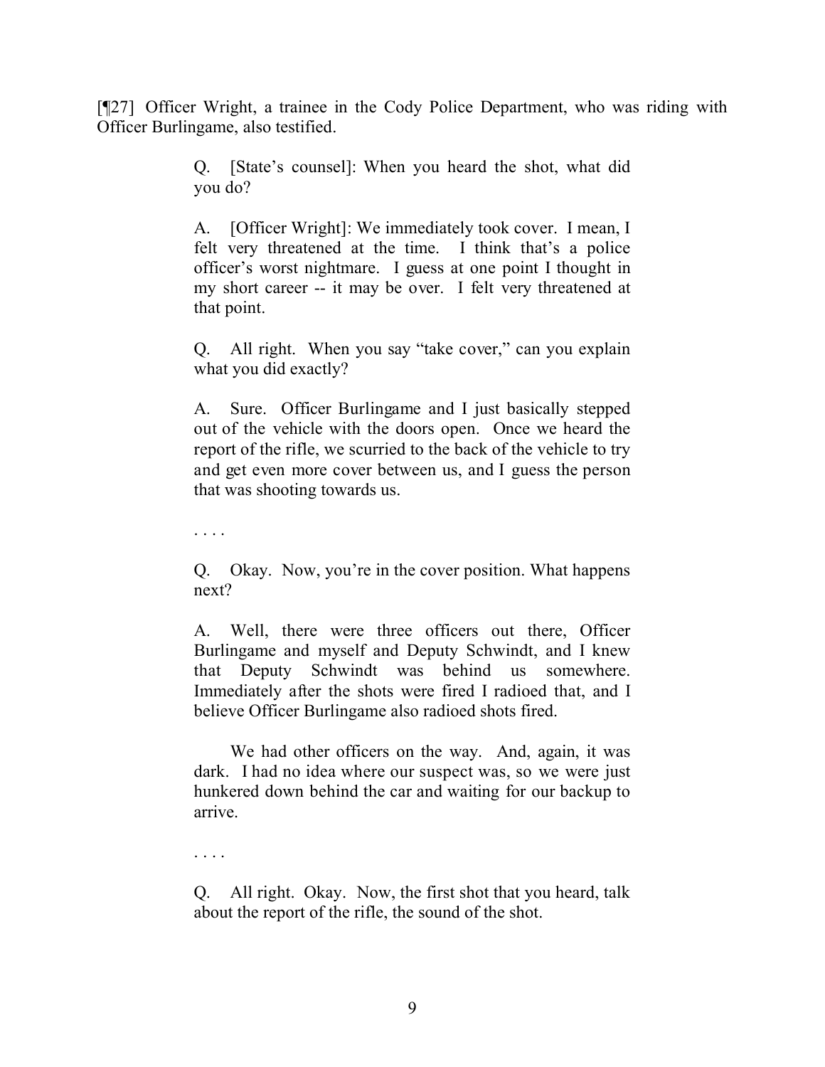[¶27] Officer Wright, a trainee in the Cody Police Department, who was riding with Officer Burlingame, also testified.

> Q. [State's counsel]: When you heard the shot, what did you do?
>
> A. [Officer Wright]: We immediately took cover. I mean, I felt very threatened at the time. I think that's a police officer's worst nightmare. I guess at one point I thought in my short career -- it may be over. I felt very threatened at that point.
>
> Q. All right. When you say "take cover," can you explain what you did exactly?
>
> A. Sure. Officer Burlingame and I just basically stepped out of the vehicle with the doors open. Once we heard the report of the rifle, we scurried to the back of the vehicle to try and get even more cover between us, and I guess the person that was shooting towards us.
>
> . . . .
>
> Q. Okay. Now, you're in the cover position. What happens next?
>
> A. Well, there were three officers out there, Officer Burlingame and myself and Deputy Schwindt, and I knew that Deputy Schwindt was behind us somewhere. Immediately after the shots were fired I radioed that, and I believe Officer Burlingame also radioed shots fired.
>
> We had other officers on the way. And, again, it was dark. I had no idea where our suspect was, so we were just hunkered down behind the car and waiting for our backup to arrive.
>
> . . . .
>
> Q. All right. Okay. Now, the first shot that you heard, talk about the report of the rifle, the sound of the shot.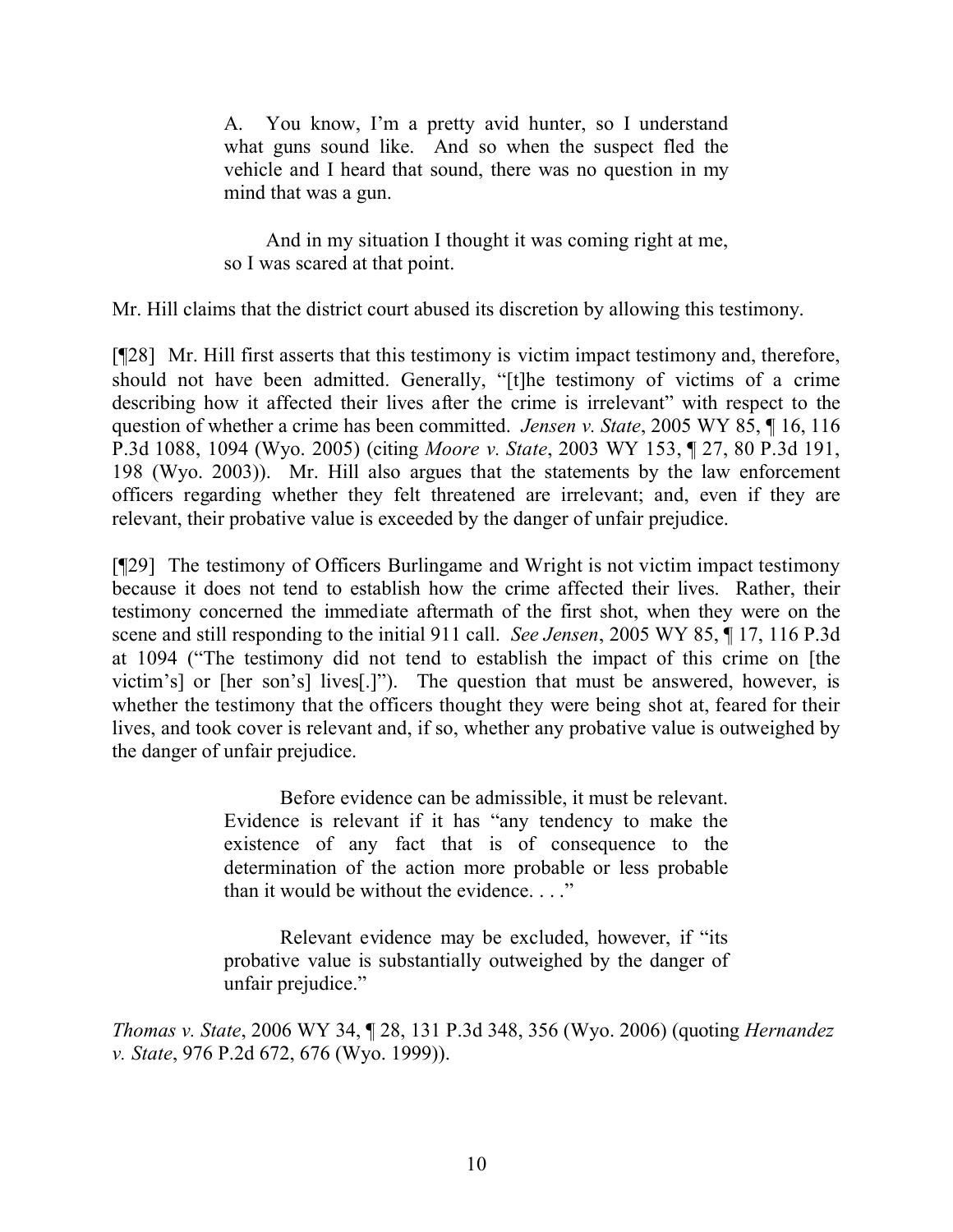> A. You know, I'm a pretty avid hunter, so I understand what guns sound like. And so when the suspect fled the vehicle and I heard that sound, there was no question in my mind that was a gun.
>
> And in my situation I thought it was coming right at me, so I was scared at that point.

Mr. Hill claims that the district court abused its discretion by allowing this testimony.

[¶28] Mr. Hill first asserts that this testimony is victim impact testimony and, therefore, should not have been admitted. Generally, "[t]he testimony of victims of a crime describing how it affected their lives after the crime is irrelevant" with respect to the question of whether a crime has been committed. *Jensen v. State*, 2005 WY 85, ¶ 16, 116 P.3d 1088, 1094 (Wyo. 2005) (citing *Moore v. State*, 2003 WY 153, ¶ 27, 80 P.3d 191, 198 (Wyo. 2003)). Mr. Hill also argues that the statements by the law enforcement officers regarding whether they felt threatened are irrelevant; and, even if they are relevant, their probative value is exceeded by the danger of unfair prejudice.

[¶29] The testimony of Officers Burlingame and Wright is not victim impact testimony because it does not tend to establish how the crime affected their lives. Rather, their testimony concerned the immediate aftermath of the first shot, when they were on the scene and still responding to the initial 911 call. *See Jensen*, 2005 WY 85, ¶ 17, 116 P.3d at 1094 ("The testimony did not tend to establish the impact of this crime on [the victim's] or [her son's] lives[.]"). The question that must be answered, however, is whether the testimony that the officers thought they were being shot at, feared for their lives, and took cover is relevant and, if so, whether any probative value is outweighed by the danger of unfair prejudice.

> Before evidence can be admissible, it must be relevant. Evidence is relevant if it has "any tendency to make the existence of any fact that is of consequence to the determination of the action more probable or less probable than it would be without the evidence. . . ."
>
> Relevant evidence may be excluded, however, if "its probative value is substantially outweighed by the danger of unfair prejudice."

*Thomas v. State*, 2006 WY 34, ¶ 28, 131 P.3d 348, 356 (Wyo. 2006) (quoting *Hernandez v. State*, 976 P.2d 672, 676 (Wyo. 1999)).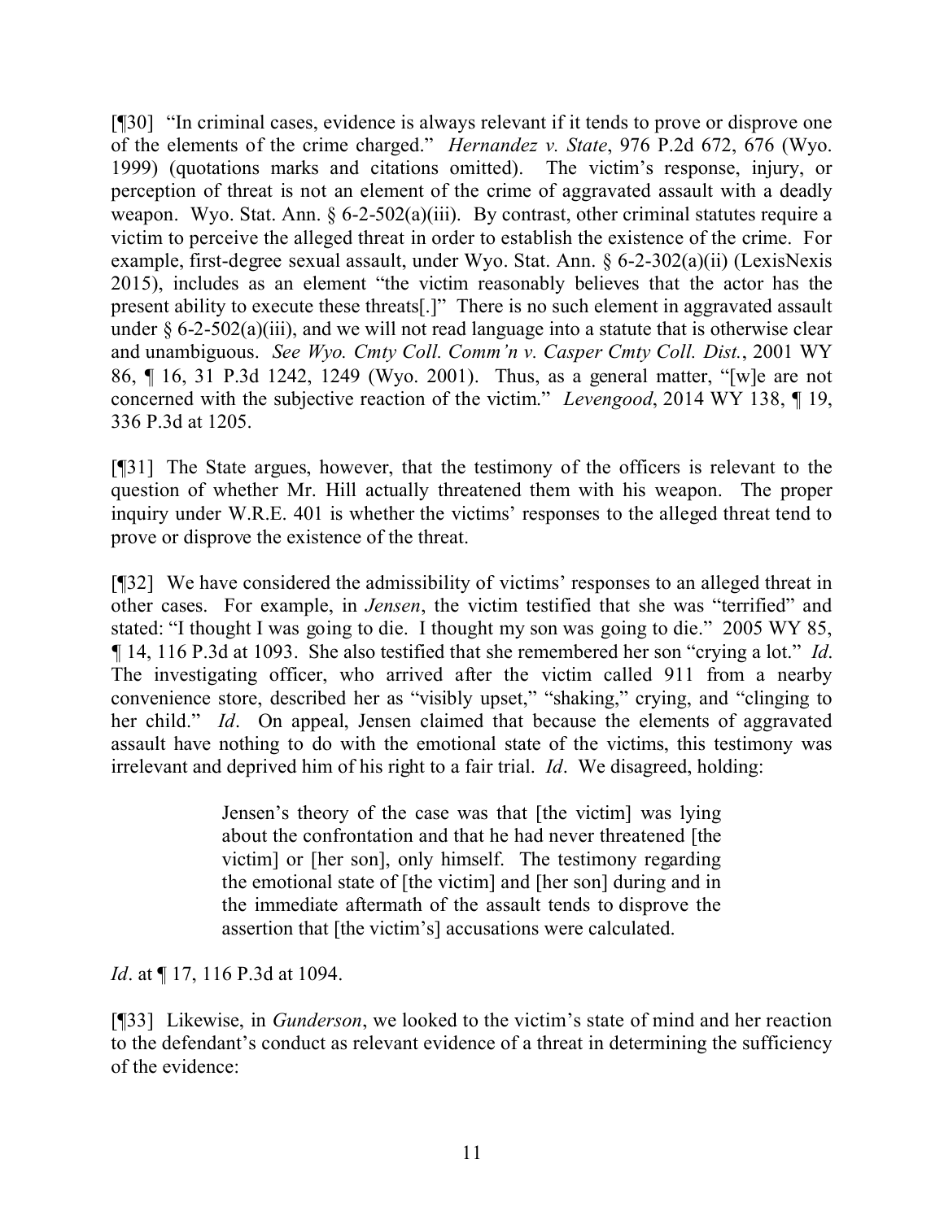[¶30] "In criminal cases, evidence is always relevant if it tends to prove or disprove one of the elements of the crime charged." *Hernandez v. State*, 976 P.2d 672, 676 (Wyo. 1999) (quotations marks and citations omitted). The victim's response, injury, or perception of threat is not an element of the crime of aggravated assault with a deadly weapon. Wyo. Stat. Ann. § 6-2-502(a)(iii). By contrast, other criminal statutes require a victim to perceive the alleged threat in order to establish the existence of the crime. For example, first-degree sexual assault, under Wyo. Stat. Ann. § 6-2-302(a)(ii) (LexisNexis 2015), includes as an element "the victim reasonably believes that the actor has the present ability to execute these threats[.]" There is no such element in aggravated assault under § 6-2-502(a)(iii), and we will not read language into a statute that is otherwise clear and unambiguous. *See Wyo. Cmty Coll. Comm'n v. Casper Cmty Coll. Dist.*, 2001 WY 86, ¶ 16, 31 P.3d 1242, 1249 (Wyo. 2001). Thus, as a general matter, "[w]e are not concerned with the subjective reaction of the victim." *Levengood*, 2014 WY 138, ¶ 19, 336 P.3d at 1205.

[¶31] The State argues, however, that the testimony of the officers is relevant to the question of whether Mr. Hill actually threatened them with his weapon. The proper inquiry under W.R.E. 401 is whether the victims' responses to the alleged threat tend to prove or disprove the existence of the threat.

[¶32] We have considered the admissibility of victims' responses to an alleged threat in other cases. For example, in *Jensen*, the victim testified that she was "terrified" and stated: "I thought I was going to die. I thought my son was going to die." 2005 WY 85, ¶ 14, 116 P.3d at 1093. She also testified that she remembered her son "crying a lot." *Id*. The investigating officer, who arrived after the victim called 911 from a nearby convenience store, described her as "visibly upset," "shaking," crying, and "clinging to her child." *Id*. On appeal, Jensen claimed that because the elements of aggravated assault have nothing to do with the emotional state of the victims, this testimony was irrelevant and deprived him of his right to a fair trial. *Id*. We disagreed, holding:

> Jensen's theory of the case was that [the victim] was lying about the confrontation and that he had never threatened [the victim] or [her son], only himself. The testimony regarding the emotional state of [the victim] and [her son] during and in the immediate aftermath of the assault tends to disprove the assertion that [the victim's] accusations were calculated.

*Id*. at ¶ 17, 116 P.3d at 1094.

[¶33] Likewise, in *Gunderson*, we looked to the victim's state of mind and her reaction to the defendant's conduct as relevant evidence of a threat in determining the sufficiency of the evidence: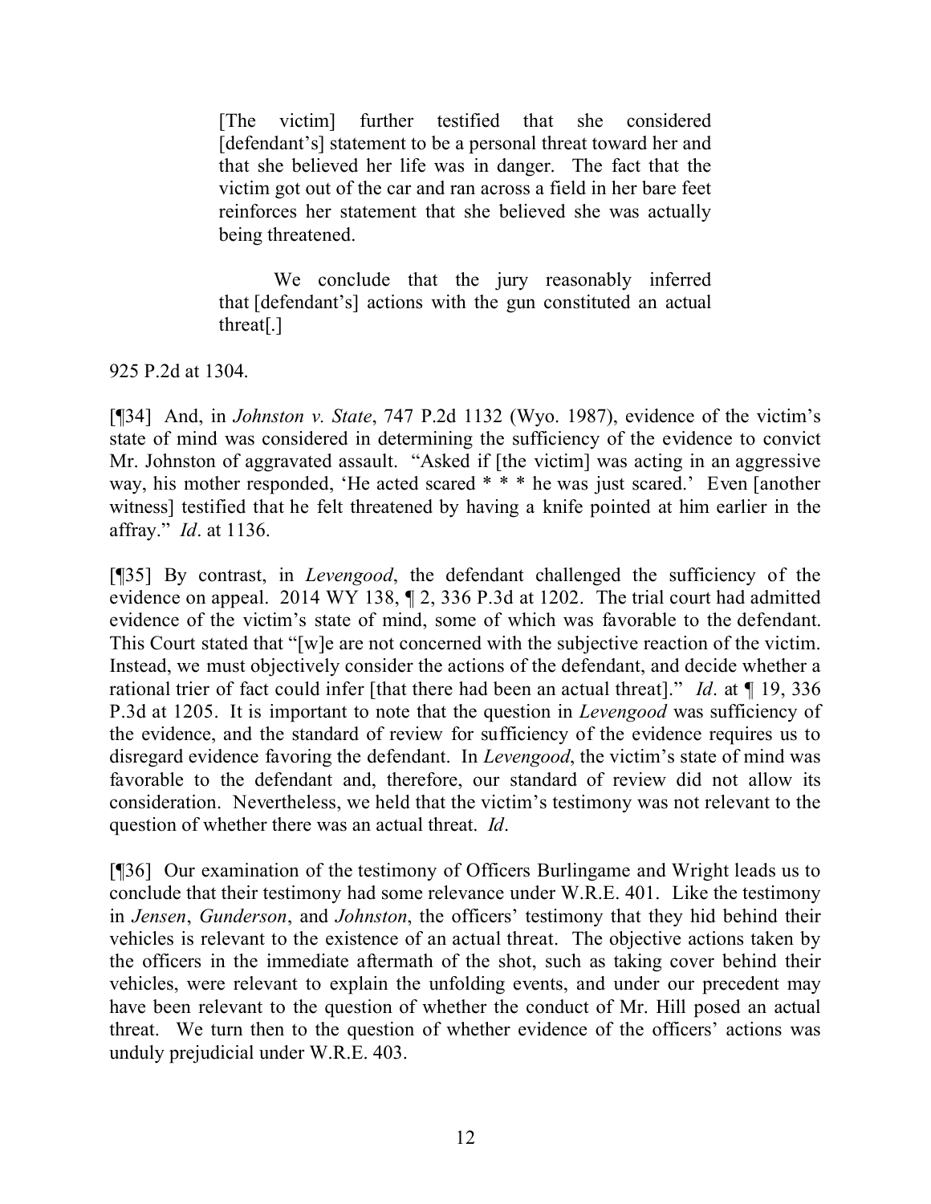> [The victim] further testified that she considered [defendant's] statement to be a personal threat toward her and that she believed her life was in danger. The fact that the victim got out of the car and ran across a field in her bare feet reinforces her statement that she believed she was actually being threatened.
>
> We conclude that the jury reasonably inferred that [defendant's] actions with the gun constituted an actual threat[.]

925 P.2d at 1304.

[¶34] And, in *Johnston v. State*, 747 P.2d 1132 (Wyo. 1987), evidence of the victim's state of mind was considered in determining the sufficiency of the evidence to convict Mr. Johnston of aggravated assault. "Asked if [the victim] was acting in an aggressive way, his mother responded, 'He acted scared * * * he was just scared.' Even [another witness] testified that he felt threatened by having a knife pointed at him earlier in the affray." *Id*. at 1136.

[¶35] By contrast, in *Levengood*, the defendant challenged the sufficiency of the evidence on appeal. 2014 WY 138, ¶ 2, 336 P.3d at 1202. The trial court had admitted evidence of the victim's state of mind, some of which was favorable to the defendant. This Court stated that "[w]e are not concerned with the subjective reaction of the victim. Instead, we must objectively consider the actions of the defendant, and decide whether a rational trier of fact could infer [that there had been an actual threat]." *Id*. at ¶ 19, 336 P.3d at 1205. It is important to note that the question in *Levengood* was sufficiency of the evidence, and the standard of review for sufficiency of the evidence requires us to disregard evidence favoring the defendant. In *Levengood*, the victim's state of mind was favorable to the defendant and, therefore, our standard of review did not allow its consideration. Nevertheless, we held that the victim's testimony was not relevant to the question of whether there was an actual threat. *Id*.

[¶36] Our examination of the testimony of Officers Burlingame and Wright leads us to conclude that their testimony had some relevance under W.R.E. 401. Like the testimony in *Jensen*, *Gunderson*, and *Johnston*, the officers' testimony that they hid behind their vehicles is relevant to the existence of an actual threat. The objective actions taken by the officers in the immediate aftermath of the shot, such as taking cover behind their vehicles, were relevant to explain the unfolding events, and under our precedent may have been relevant to the question of whether the conduct of Mr. Hill posed an actual threat. We turn then to the question of whether evidence of the officers' actions was unduly prejudicial under W.R.E. 403.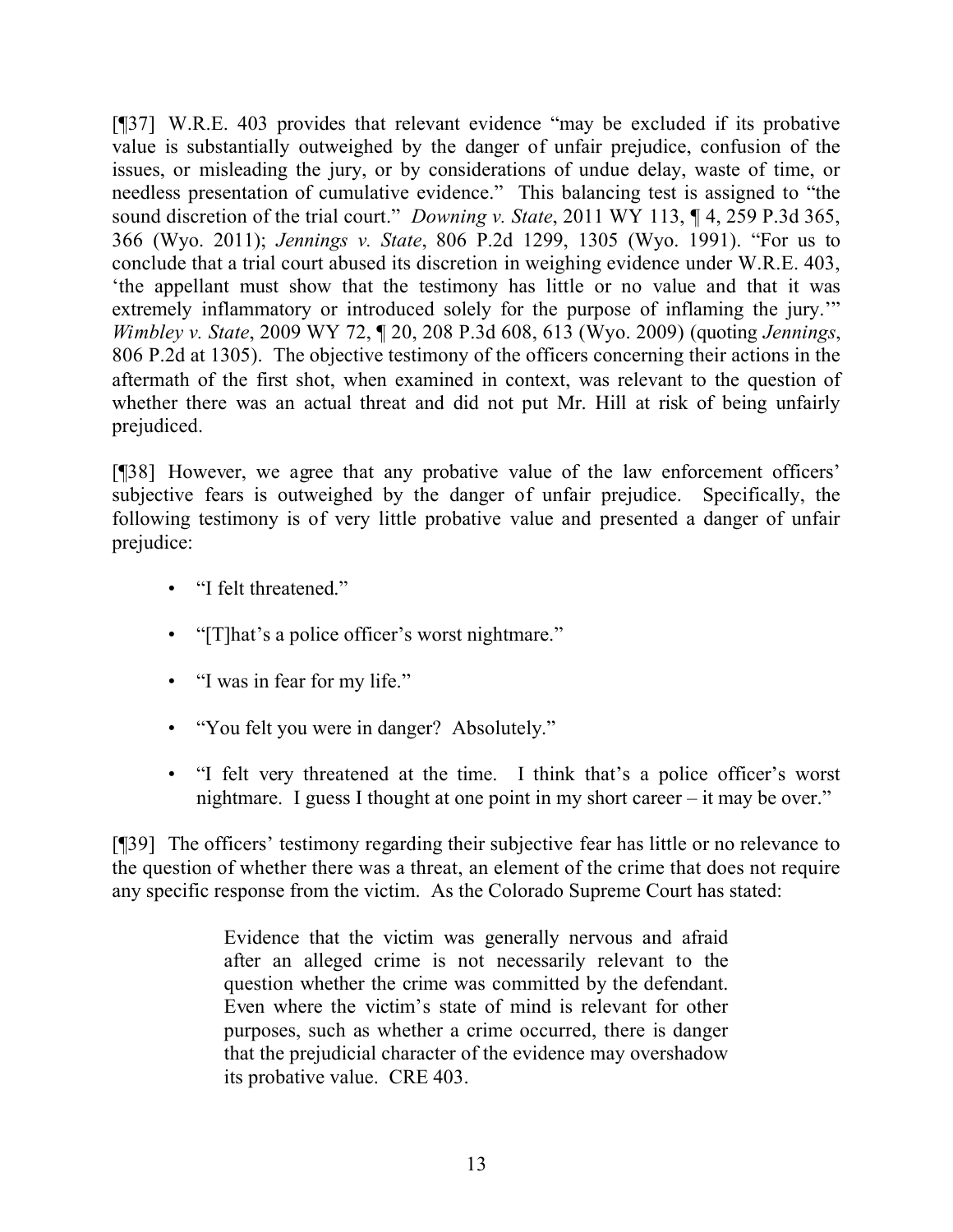[¶37] W.R.E. 403 provides that relevant evidence "may be excluded if its probative value is substantially outweighed by the danger of unfair prejudice, confusion of the issues, or misleading the jury, or by considerations of undue delay, waste of time, or needless presentation of cumulative evidence." This balancing test is assigned to "the sound discretion of the trial court." *Downing v. State*, 2011 WY 113, ¶ 4, 259 P.3d 365, 366 (Wyo. 2011); *Jennings v. State*, 806 P.2d 1299, 1305 (Wyo. 1991). "For us to conclude that a trial court abused its discretion in weighing evidence under W.R.E. 403, 'the appellant must show that the testimony has little or no value and that it was extremely inflammatory or introduced solely for the purpose of inflaming the jury.'" *Wimbley v. State*, 2009 WY 72, ¶ 20, 208 P.3d 608, 613 (Wyo. 2009) (quoting *Jennings*, 806 P.2d at 1305). The objective testimony of the officers concerning their actions in the aftermath of the first shot, when examined in context, was relevant to the question of whether there was an actual threat and did not put Mr. Hill at risk of being unfairly prejudiced.

[¶38] However, we agree that any probative value of the law enforcement officers' subjective fears is outweighed by the danger of unfair prejudice. Specifically, the following testimony is of very little probative value and presented a danger of unfair prejudice:

- "I felt threatened."
- "[T]hat's a police officer's worst nightmare."
- "I was in fear for my life."
- "You felt you were in danger? Absolutely."
- "I felt very threatened at the time. I think that's a police officer's worst nightmare. I guess I thought at one point in my short career – it may be over."

[¶39] The officers' testimony regarding their subjective fear has little or no relevance to the question of whether there was a threat, an element of the crime that does not require any specific response from the victim. As the Colorado Supreme Court has stated:

> Evidence that the victim was generally nervous and afraid after an alleged crime is not necessarily relevant to the question whether the crime was committed by the defendant. Even where the victim's state of mind is relevant for other purposes, such as whether a crime occurred, there is danger that the prejudicial character of the evidence may overshadow its probative value. CRE 403.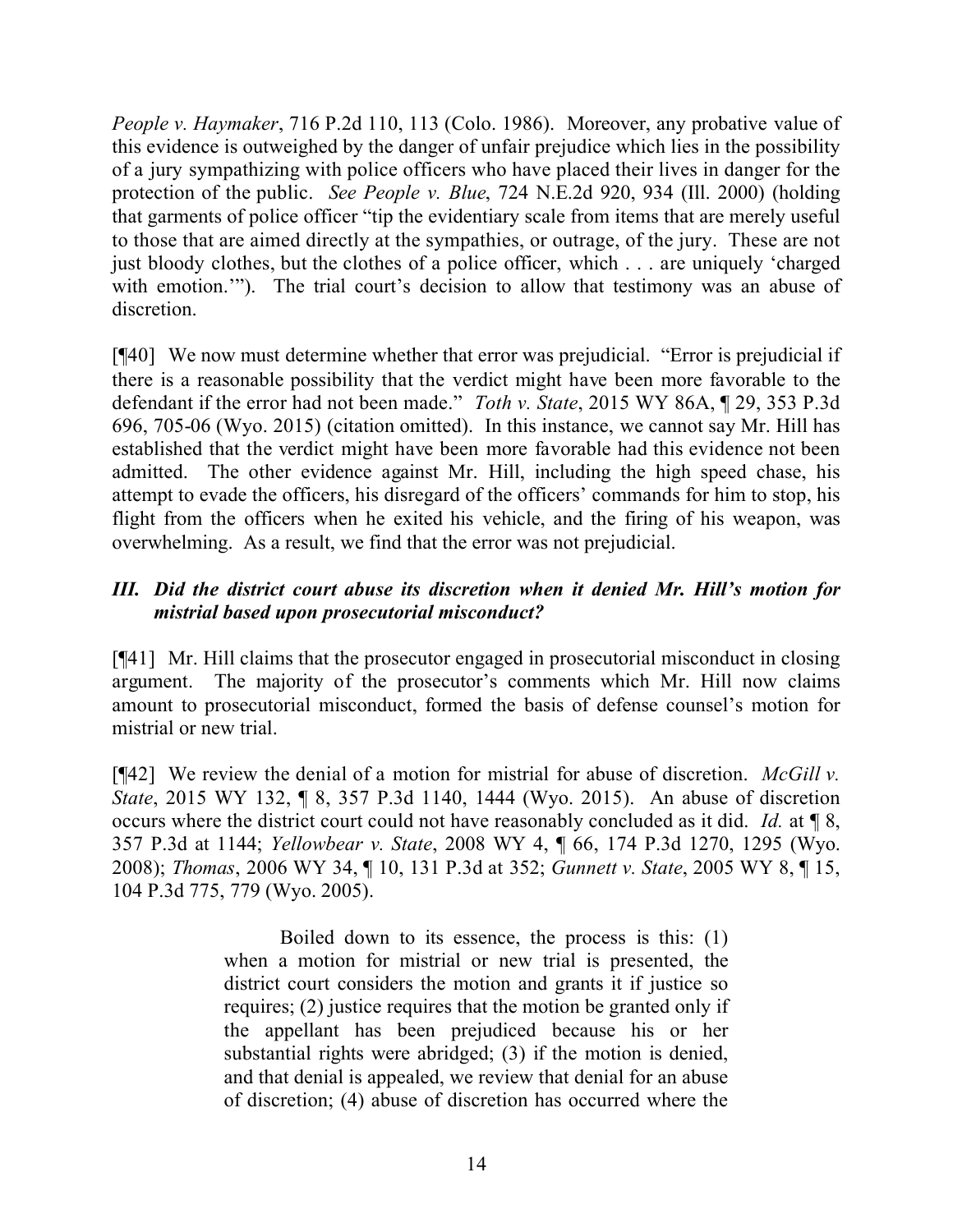*People v. Haymaker*, 716 P.2d 110, 113 (Colo. 1986). Moreover, any probative value of this evidence is outweighed by the danger of unfair prejudice which lies in the possibility of a jury sympathizing with police officers who have placed their lives in danger for the protection of the public. *See People v. Blue*, 724 N.E.2d 920, 934 (Ill. 2000) (holding that garments of police officer "tip the evidentiary scale from items that are merely useful to those that are aimed directly at the sympathies, or outrage, of the jury. These are not just bloody clothes, but the clothes of a police officer, which . . . are uniquely 'charged with emotion.'"). The trial court's decision to allow that testimony was an abuse of discretion.

[¶40] We now must determine whether that error was prejudicial. "Error is prejudicial if there is a reasonable possibility that the verdict might have been more favorable to the defendant if the error had not been made." *Toth v. State*, 2015 WY 86A, ¶ 29, 353 P.3d 696, 705-06 (Wyo. 2015) (citation omitted). In this instance, we cannot say Mr. Hill has established that the verdict might have been more favorable had this evidence not been admitted. The other evidence against Mr. Hill, including the high speed chase, his attempt to evade the officers, his disregard of the officers' commands for him to stop, his flight from the officers when he exited his vehicle, and the firing of his weapon, was overwhelming. As a result, we find that the error was not prejudicial.

### *III. Did the district court abuse its discretion when it denied Mr. Hill's motion for mistrial based upon prosecutorial misconduct?*

[¶41] Mr. Hill claims that the prosecutor engaged in prosecutorial misconduct in closing argument. The majority of the prosecutor's comments which Mr. Hill now claims amount to prosecutorial misconduct, formed the basis of defense counsel's motion for mistrial or new trial.

[¶42] We review the denial of a motion for mistrial for abuse of discretion. *McGill v. State*, 2015 WY 132, ¶ 8, 357 P.3d 1140, 1444 (Wyo. 2015). An abuse of discretion occurs where the district court could not have reasonably concluded as it did. *Id.* at ¶ 8, 357 P.3d at 1144; *Yellowbear v. State*, 2008 WY 4, ¶ 66, 174 P.3d 1270, 1295 (Wyo. 2008); *Thomas*, 2006 WY 34, ¶ 10, 131 P.3d at 352; *Gunnett v. State*, 2005 WY 8, ¶ 15, 104 P.3d 775, 779 (Wyo. 2005).

> Boiled down to its essence, the process is this: (1) when a motion for mistrial or new trial is presented, the district court considers the motion and grants it if justice so requires; (2) justice requires that the motion be granted only if the appellant has been prejudiced because his or her substantial rights were abridged; (3) if the motion is denied, and that denial is appealed, we review that denial for an abuse of discretion; (4) abuse of discretion has occurred where the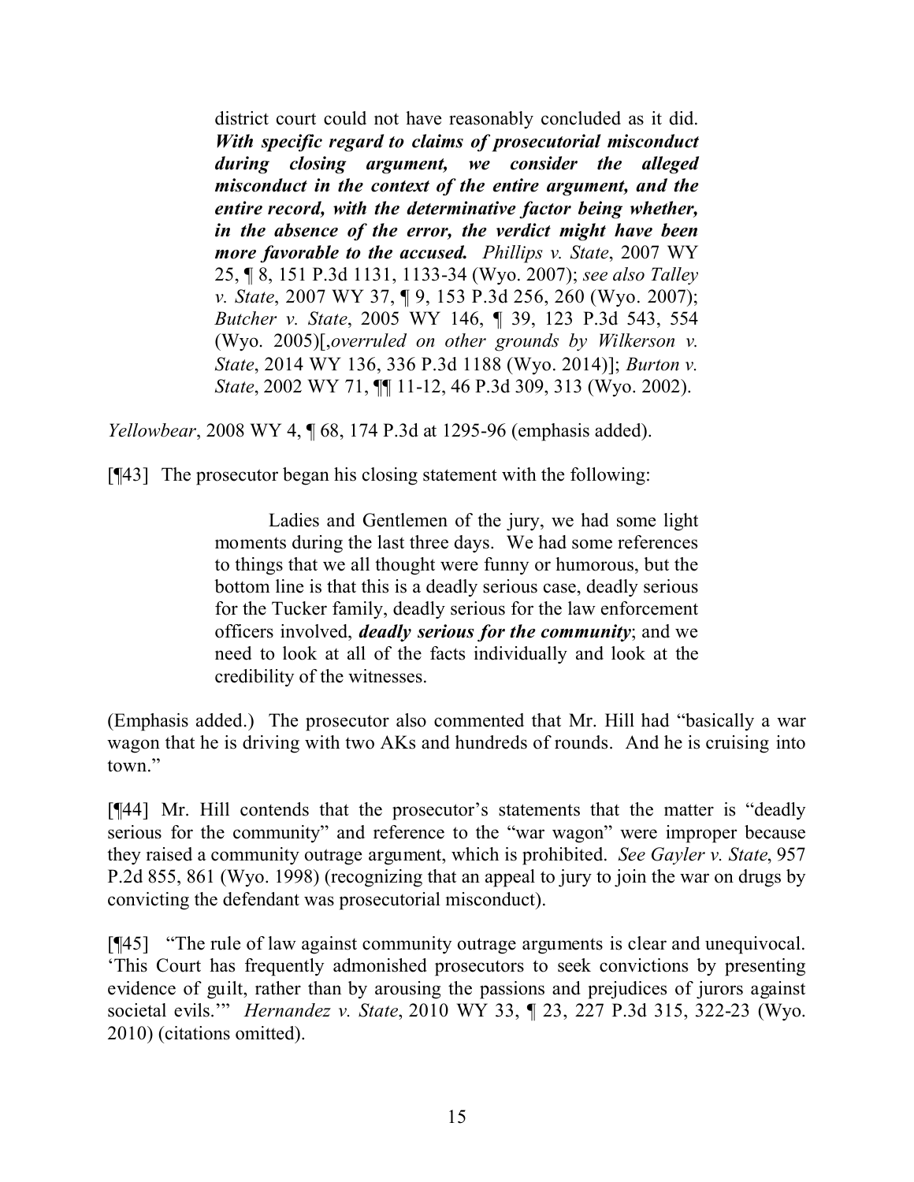> district court could not have reasonably concluded as it did. ***With specific regard to claims of prosecutorial misconduct during closing argument, we consider the alleged misconduct in the context of the entire argument, and the entire record, with the determinative factor being whether, in the absence of the error, the verdict might have been more favorable to the accused.*** *Phillips v. State*, 2007 WY 25, ¶ 8, 151 P.3d 1131, 1133-34 (Wyo. 2007); *see also Talley v. State*, 2007 WY 37, ¶ 9, 153 P.3d 256, 260 (Wyo. 2007); *Butcher v. State*, 2005 WY 146, ¶ 39, 123 P.3d 543, 554 (Wyo. 2005)[,*overruled on other grounds by Wilkerson v. State*, 2014 WY 136, 336 P.3d 1188 (Wyo. 2014)]; *Burton v. State*, 2002 WY 71, ¶¶ 11-12, 46 P.3d 309, 313 (Wyo. 2002).

*Yellowbear*, 2008 WY 4, ¶ 68, 174 P.3d at 1295-96 (emphasis added).

[¶43] The prosecutor began his closing statement with the following:

> Ladies and Gentlemen of the jury, we had some light moments during the last three days. We had some references to things that we all thought were funny or humorous, but the bottom line is that this is a deadly serious case, deadly serious for the Tucker family, deadly serious for the law enforcement officers involved, ***deadly serious for the community***; and we need to look at all of the facts individually and look at the credibility of the witnesses.

(Emphasis added.) The prosecutor also commented that Mr. Hill had "basically a war wagon that he is driving with two AKs and hundreds of rounds. And he is cruising into town."

[¶44] Mr. Hill contends that the prosecutor's statements that the matter is "deadly serious for the community" and reference to the "war wagon" were improper because they raised a community outrage argument, which is prohibited. *See Gayler v. State*, 957 P.2d 855, 861 (Wyo. 1998) (recognizing that an appeal to jury to join the war on drugs by convicting the defendant was prosecutorial misconduct).

[¶45] "The rule of law against community outrage arguments is clear and unequivocal. 'This Court has frequently admonished prosecutors to seek convictions by presenting evidence of guilt, rather than by arousing the passions and prejudices of jurors against societal evils.'" *Hernandez v. State*, 2010 WY 33, ¶ 23, 227 P.3d 315, 322-23 (Wyo. 2010) (citations omitted).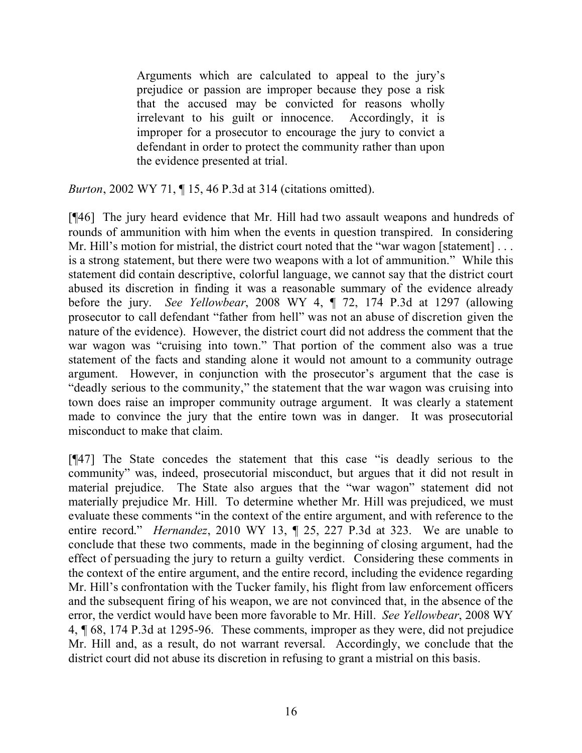> Arguments which are calculated to appeal to the jury's prejudice or passion are improper because they pose a risk that the accused may be convicted for reasons wholly irrelevant to his guilt or innocence. Accordingly, it is improper for a prosecutor to encourage the jury to convict a defendant in order to protect the community rather than upon the evidence presented at trial.

*Burton*, 2002 WY 71, ¶ 15, 46 P.3d at 314 (citations omitted).

[¶46] The jury heard evidence that Mr. Hill had two assault weapons and hundreds of rounds of ammunition with him when the events in question transpired. In considering Mr. Hill's motion for mistrial, the district court noted that the "war wagon [statement] . . . is a strong statement, but there were two weapons with a lot of ammunition." While this statement did contain descriptive, colorful language, we cannot say that the district court abused its discretion in finding it was a reasonable summary of the evidence already before the jury. *See Yellowbear*, 2008 WY 4, ¶ 72, 174 P.3d at 1297 (allowing prosecutor to call defendant "father from hell" was not an abuse of discretion given the nature of the evidence). However, the district court did not address the comment that the war wagon was "cruising into town." That portion of the comment also was a true statement of the facts and standing alone it would not amount to a community outrage argument. However, in conjunction with the prosecutor's argument that the case is "deadly serious to the community," the statement that the war wagon was cruising into town does raise an improper community outrage argument. It was clearly a statement made to convince the jury that the entire town was in danger. It was prosecutorial misconduct to make that claim.

[¶47] The State concedes the statement that this case "is deadly serious to the community" was, indeed, prosecutorial misconduct, but argues that it did not result in material prejudice. The State also argues that the "war wagon" statement did not materially prejudice Mr. Hill. To determine whether Mr. Hill was prejudiced, we must evaluate these comments "in the context of the entire argument, and with reference to the entire record." *Hernandez*, 2010 WY 13, ¶ 25, 227 P.3d at 323. We are unable to conclude that these two comments, made in the beginning of closing argument, had the effect of persuading the jury to return a guilty verdict. Considering these comments in the context of the entire argument, and the entire record, including the evidence regarding Mr. Hill's confrontation with the Tucker family, his flight from law enforcement officers and the subsequent firing of his weapon, we are not convinced that, in the absence of the error, the verdict would have been more favorable to Mr. Hill. *See Yellowbear*, 2008 WY 4, ¶ 68, 174 P.3d at 1295-96. These comments, improper as they were, did not prejudice Mr. Hill and, as a result, do not warrant reversal. Accordingly, we conclude that the district court did not abuse its discretion in refusing to grant a mistrial on this basis.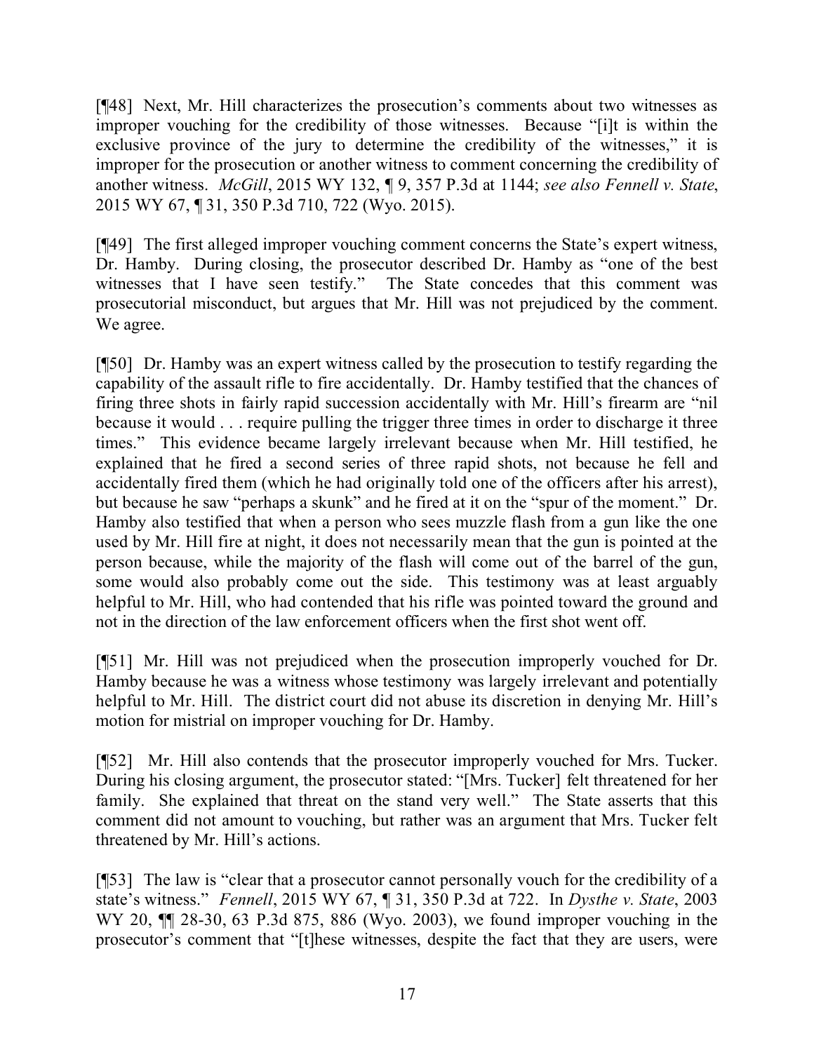[¶48] Next, Mr. Hill characterizes the prosecution's comments about two witnesses as improper vouching for the credibility of those witnesses. Because "[i]t is within the exclusive province of the jury to determine the credibility of the witnesses," it is improper for the prosecution or another witness to comment concerning the credibility of another witness. *McGill*, 2015 WY 132, ¶ 9, 357 P.3d at 1144; *see also Fennell v. State*, 2015 WY 67, ¶ 31, 350 P.3d 710, 722 (Wyo. 2015).

[¶49] The first alleged improper vouching comment concerns the State's expert witness, Dr. Hamby. During closing, the prosecutor described Dr. Hamby as "one of the best witnesses that I have seen testify." The State concedes that this comment was prosecutorial misconduct, but argues that Mr. Hill was not prejudiced by the comment. We agree.

[¶50] Dr. Hamby was an expert witness called by the prosecution to testify regarding the capability of the assault rifle to fire accidentally. Dr. Hamby testified that the chances of firing three shots in fairly rapid succession accidentally with Mr. Hill's firearm are "nil because it would . . . require pulling the trigger three times in order to discharge it three times." This evidence became largely irrelevant because when Mr. Hill testified, he explained that he fired a second series of three rapid shots, not because he fell and accidentally fired them (which he had originally told one of the officers after his arrest), but because he saw "perhaps a skunk" and he fired at it on the "spur of the moment." Dr. Hamby also testified that when a person who sees muzzle flash from a gun like the one used by Mr. Hill fire at night, it does not necessarily mean that the gun is pointed at the person because, while the majority of the flash will come out of the barrel of the gun, some would also probably come out the side. This testimony was at least arguably helpful to Mr. Hill, who had contended that his rifle was pointed toward the ground and not in the direction of the law enforcement officers when the first shot went off.

[¶51] Mr. Hill was not prejudiced when the prosecution improperly vouched for Dr. Hamby because he was a witness whose testimony was largely irrelevant and potentially helpful to Mr. Hill. The district court did not abuse its discretion in denying Mr. Hill's motion for mistrial on improper vouching for Dr. Hamby.

[¶52] Mr. Hill also contends that the prosecutor improperly vouched for Mrs. Tucker. During his closing argument, the prosecutor stated: "[Mrs. Tucker] felt threatened for her family. She explained that threat on the stand very well." The State asserts that this comment did not amount to vouching, but rather was an argument that Mrs. Tucker felt threatened by Mr. Hill's actions.

[¶53] The law is "clear that a prosecutor cannot personally vouch for the credibility of a state's witness." *Fennell*, 2015 WY 67, ¶ 31, 350 P.3d at 722. In *Dysthe v. State*, 2003 WY 20, ¶¶ 28-30, 63 P.3d 875, 886 (Wyo. 2003), we found improper vouching in the prosecutor's comment that "[t]hese witnesses, despite the fact that they are users, were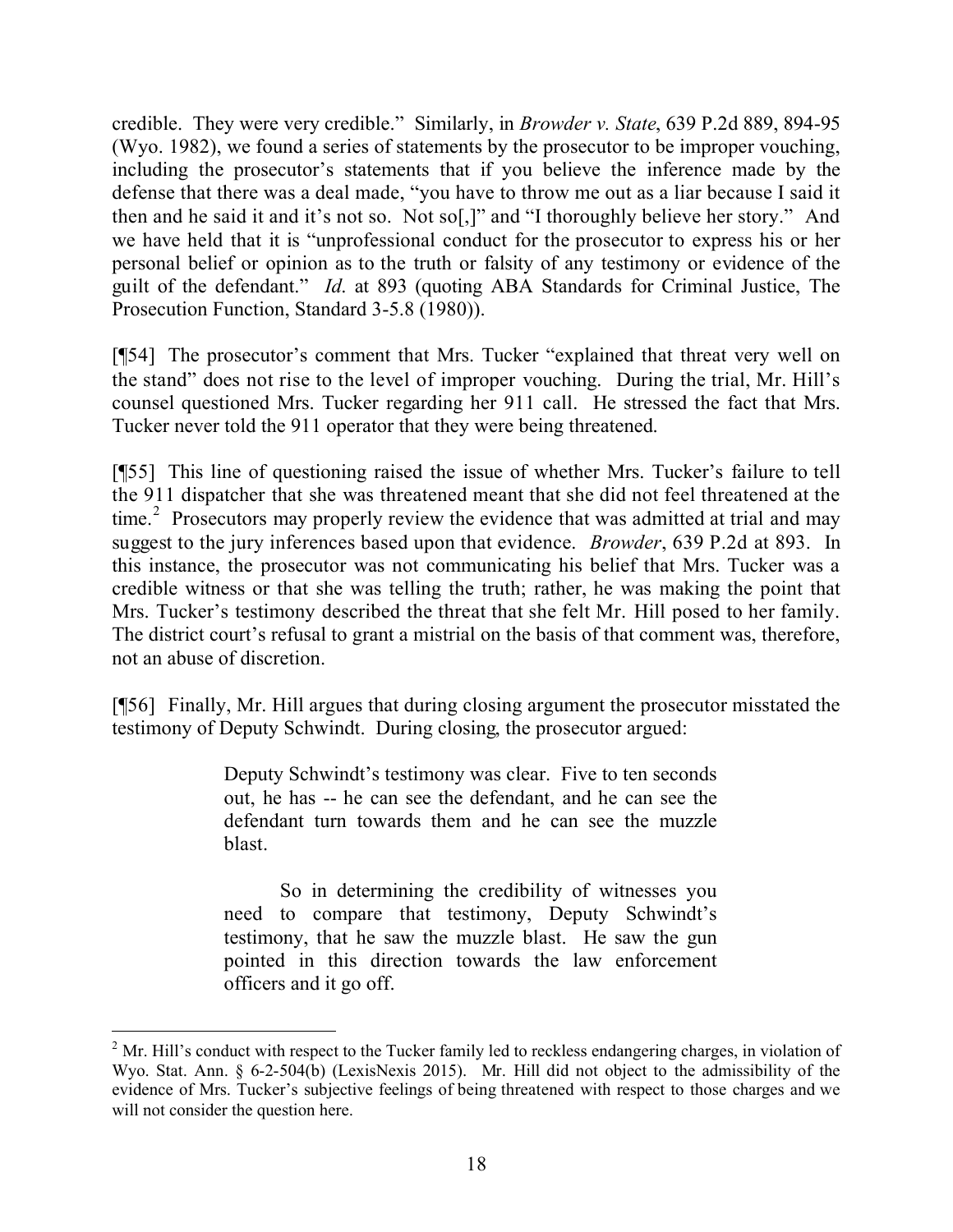credible. They were very credible." Similarly, in *Browder v. State*, 639 P.2d 889, 894-95 (Wyo. 1982), we found a series of statements by the prosecutor to be improper vouching, including the prosecutor's statements that if you believe the inference made by the defense that there was a deal made, "you have to throw me out as a liar because I said it then and he said it and it's not so. Not so[,]" and "I thoroughly believe her story." And we have held that it is "unprofessional conduct for the prosecutor to express his or her personal belief or opinion as to the truth or falsity of any testimony or evidence of the guilt of the defendant." *Id*. at 893 (quoting ABA Standards for Criminal Justice, The Prosecution Function, Standard 3-5.8 (1980)).

[¶54] The prosecutor's comment that Mrs. Tucker "explained that threat very well on the stand" does not rise to the level of improper vouching. During the trial, Mr. Hill's counsel questioned Mrs. Tucker regarding her 911 call. He stressed the fact that Mrs. Tucker never told the 911 operator that they were being threatened.

[¶55] This line of questioning raised the issue of whether Mrs. Tucker's failure to tell the 911 dispatcher that she was threatened meant that she did not feel threatened at the time.[2] Prosecutors may properly review the evidence that was admitted at trial and may suggest to the jury inferences based upon that evidence. *Browder*, 639 P.2d at 893. In this instance, the prosecutor was not communicating his belief that Mrs. Tucker was a credible witness or that she was telling the truth; rather, he was making the point that Mrs. Tucker's testimony described the threat that she felt Mr. Hill posed to her family. The district court's refusal to grant a mistrial on the basis of that comment was, therefore, not an abuse of discretion.

[¶56] Finally, Mr. Hill argues that during closing argument the prosecutor misstated the testimony of Deputy Schwindt. During closing, the prosecutor argued:

> Deputy Schwindt's testimony was clear. Five to ten seconds out, he has -- he can see the defendant, and he can see the defendant turn towards them and he can see the muzzle blast.
>
> So in determining the credibility of witnesses you need to compare that testimony, Deputy Schwindt's testimony, that he saw the muzzle blast. He saw the gun pointed in this direction towards the law enforcement officers and it go off.

---

[2] Mr. Hill's conduct with respect to the Tucker family led to reckless endangering charges, in violation of Wyo. Stat. Ann. § 6-2-504(b) (LexisNexis 2015). Mr. Hill did not object to the admissibility of the evidence of Mrs. Tucker's subjective feelings of being threatened with respect to those charges and we will not consider the question here.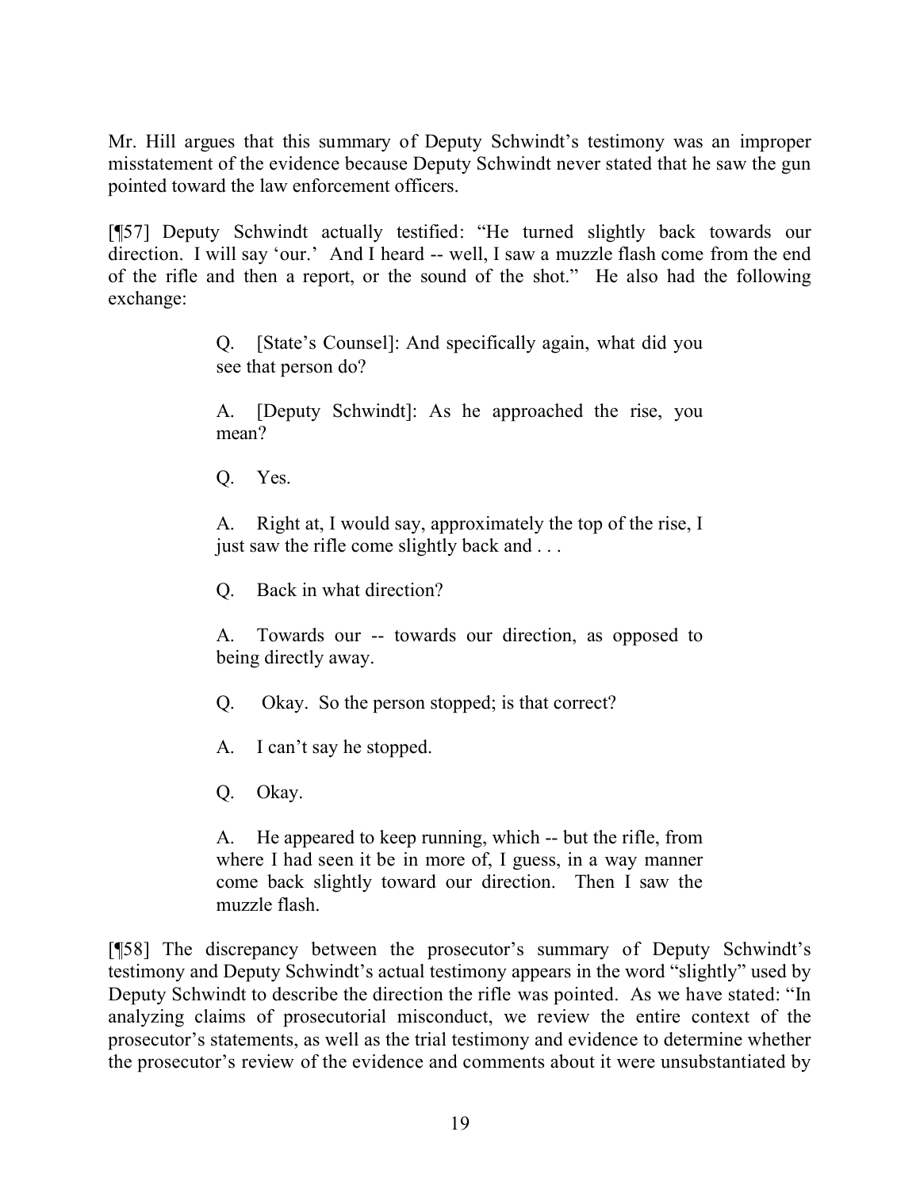Mr. Hill argues that this summary of Deputy Schwindt's testimony was an improper misstatement of the evidence because Deputy Schwindt never stated that he saw the gun pointed toward the law enforcement officers.

[¶57] Deputy Schwindt actually testified: "He turned slightly back towards our direction. I will say 'our.' And I heard -- well, I saw a muzzle flash come from the end of the rifle and then a report, or the sound of the shot." He also had the following exchange:

> Q. [State's Counsel]: And specifically again, what did you see that person do?
>
> A. [Deputy Schwindt]: As he approached the rise, you mean?
>
> Q. Yes.
>
> A. Right at, I would say, approximately the top of the rise, I just saw the rifle come slightly back and . . .
>
> Q. Back in what direction?
>
> A. Towards our -- towards our direction, as opposed to being directly away.
>
> Q. Okay. So the person stopped; is that correct?
>
> A. I can't say he stopped.
>
> Q. Okay.
>
> A. He appeared to keep running, which -- but the rifle, from where I had seen it be in more of, I guess, in a way manner come back slightly toward our direction. Then I saw the muzzle flash.

[¶58] The discrepancy between the prosecutor's summary of Deputy Schwindt's testimony and Deputy Schwindt's actual testimony appears in the word "slightly" used by Deputy Schwindt to describe the direction the rifle was pointed. As we have stated: "In analyzing claims of prosecutorial misconduct, we review the entire context of the prosecutor's statements, as well as the trial testimony and evidence to determine whether the prosecutor's review of the evidence and comments about it were unsubstantiated by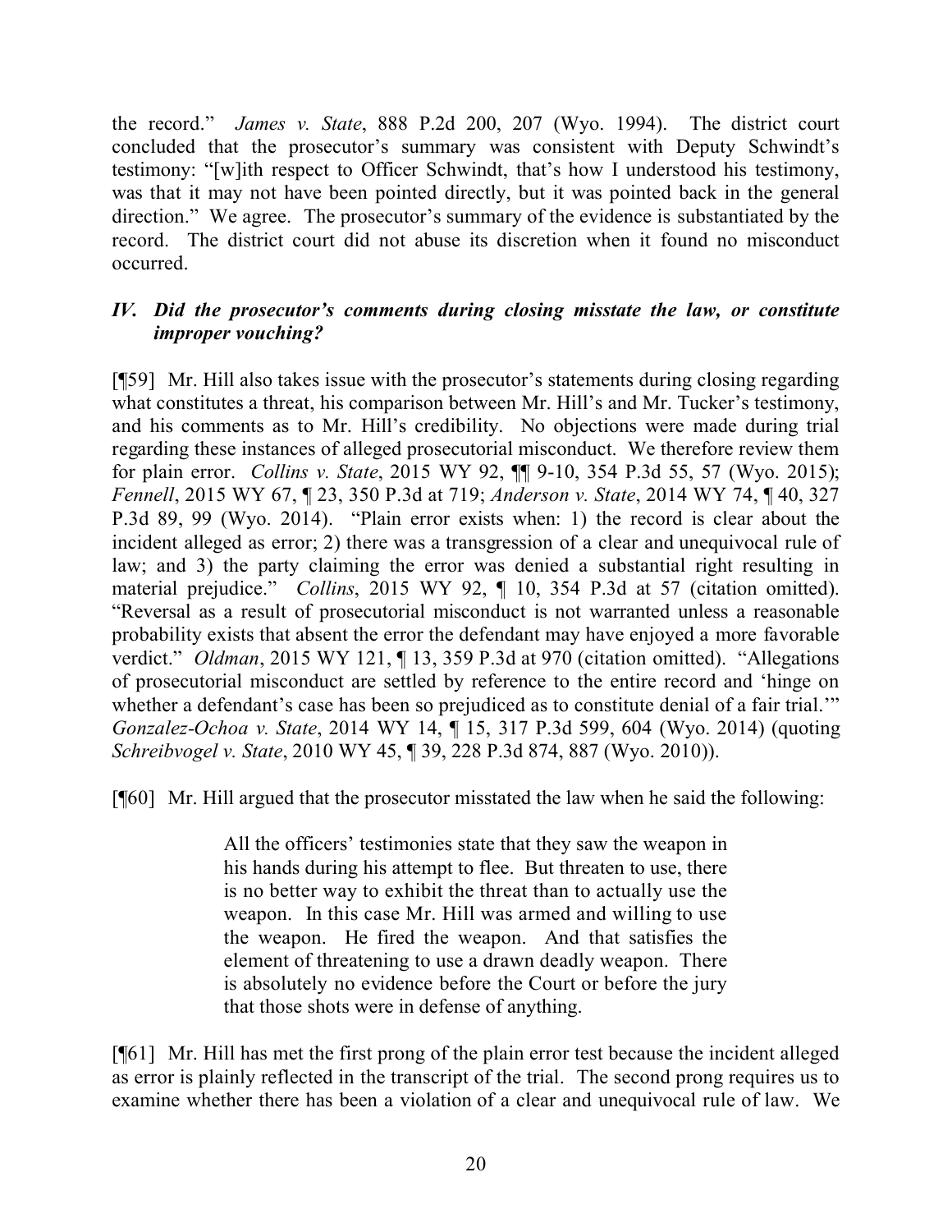the record." *James v. State*, 888 P.2d 200, 207 (Wyo. 1994). The district court concluded that the prosecutor's summary was consistent with Deputy Schwindt's testimony: "[w]ith respect to Officer Schwindt, that's how I understood his testimony, was that it may not have been pointed directly, but it was pointed back in the general direction." We agree. The prosecutor's summary of the evidence is substantiated by the record. The district court did not abuse its discretion when it found no misconduct occurred.

### *IV. Did the prosecutor's comments during closing misstate the law, or constitute improper vouching?*

[¶59] Mr. Hill also takes issue with the prosecutor's statements during closing regarding what constitutes a threat, his comparison between Mr. Hill's and Mr. Tucker's testimony, and his comments as to Mr. Hill's credibility. No objections were made during trial regarding these instances of alleged prosecutorial misconduct. We therefore review them for plain error. *Collins v. State*, 2015 WY 92, ¶¶ 9-10, 354 P.3d 55, 57 (Wyo. 2015); *Fennell*, 2015 WY 67, ¶ 23, 350 P.3d at 719; *Anderson v. State*, 2014 WY 74, ¶ 40, 327 P.3d 89, 99 (Wyo. 2014). "Plain error exists when: 1) the record is clear about the incident alleged as error; 2) there was a transgression of a clear and unequivocal rule of law; and 3) the party claiming the error was denied a substantial right resulting in material prejudice." *Collins*, 2015 WY 92, ¶ 10, 354 P.3d at 57 (citation omitted). "Reversal as a result of prosecutorial misconduct is not warranted unless a reasonable probability exists that absent the error the defendant may have enjoyed a more favorable verdict." *Oldman*, 2015 WY 121, ¶ 13, 359 P.3d at 970 (citation omitted). "Allegations of prosecutorial misconduct are settled by reference to the entire record and 'hinge on whether a defendant's case has been so prejudiced as to constitute denial of a fair trial.'" *Gonzalez-Ochoa v. State*, 2014 WY 14, ¶ 15, 317 P.3d 599, 604 (Wyo. 2014) (quoting *Schreibvogel v. State*, 2010 WY 45, ¶ 39, 228 P.3d 874, 887 (Wyo. 2010)).

[¶60] Mr. Hill argued that the prosecutor misstated the law when he said the following:

> All the officers' testimonies state that they saw the weapon in his hands during his attempt to flee. But threaten to use, there is no better way to exhibit the threat than to actually use the weapon. In this case Mr. Hill was armed and willing to use the weapon. He fired the weapon. And that satisfies the element of threatening to use a drawn deadly weapon. There is absolutely no evidence before the Court or before the jury that those shots were in defense of anything.

[¶61] Mr. Hill has met the first prong of the plain error test because the incident alleged as error is plainly reflected in the transcript of the trial. The second prong requires us to examine whether there has been a violation of a clear and unequivocal rule of law. We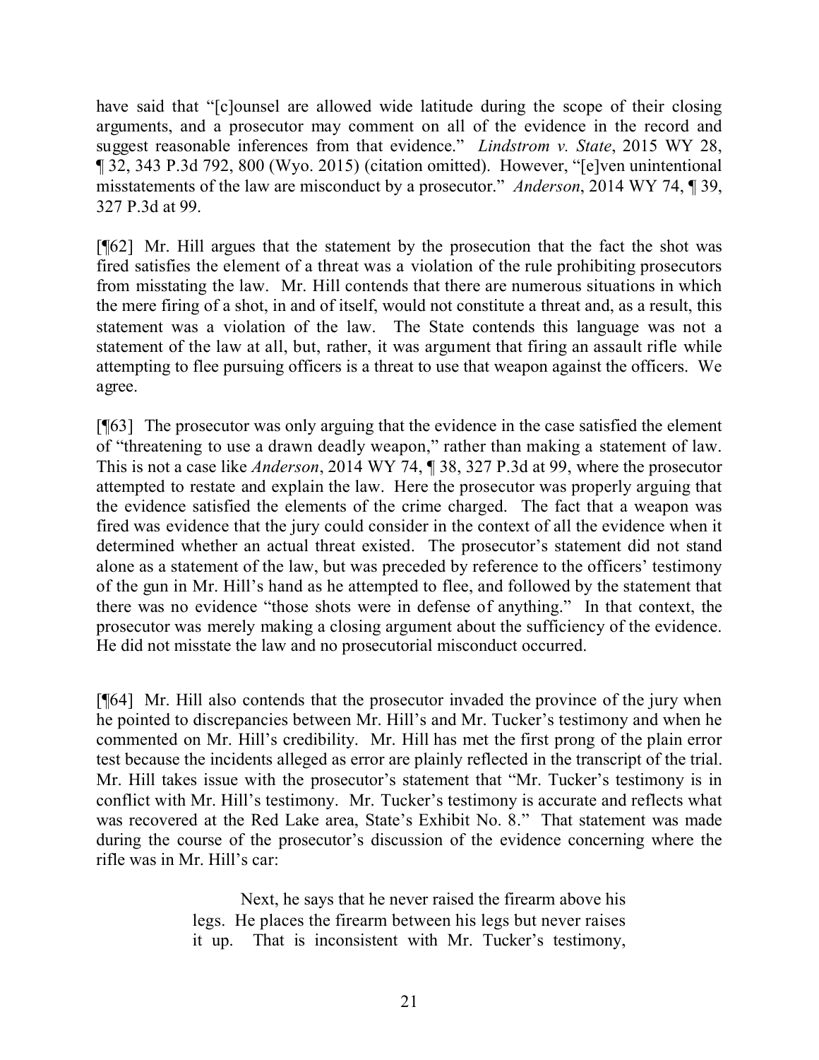have said that "[c]ounsel are allowed wide latitude during the scope of their closing arguments, and a prosecutor may comment on all of the evidence in the record and suggest reasonable inferences from that evidence." *Lindstrom v. State*, 2015 WY 28, ¶ 32, 343 P.3d 792, 800 (Wyo. 2015) (citation omitted). However, "[e]ven unintentional misstatements of the law are misconduct by a prosecutor." *Anderson*, 2014 WY 74, ¶ 39, 327 P.3d at 99.

[¶62] Mr. Hill argues that the statement by the prosecution that the fact the shot was fired satisfies the element of a threat was a violation of the rule prohibiting prosecutors from misstating the law. Mr. Hill contends that there are numerous situations in which the mere firing of a shot, in and of itself, would not constitute a threat and, as a result, this statement was a violation of the law. The State contends this language was not a statement of the law at all, but, rather, it was argument that firing an assault rifle while attempting to flee pursuing officers is a threat to use that weapon against the officers. We agree.

[¶63] The prosecutor was only arguing that the evidence in the case satisfied the element of "threatening to use a drawn deadly weapon," rather than making a statement of law. This is not a case like *Anderson*, 2014 WY 74, ¶ 38, 327 P.3d at 99, where the prosecutor attempted to restate and explain the law. Here the prosecutor was properly arguing that the evidence satisfied the elements of the crime charged. The fact that a weapon was fired was evidence that the jury could consider in the context of all the evidence when it determined whether an actual threat existed. The prosecutor's statement did not stand alone as a statement of the law, but was preceded by reference to the officers' testimony of the gun in Mr. Hill's hand as he attempted to flee, and followed by the statement that there was no evidence "those shots were in defense of anything." In that context, the prosecutor was merely making a closing argument about the sufficiency of the evidence. He did not misstate the law and no prosecutorial misconduct occurred.

[¶64] Mr. Hill also contends that the prosecutor invaded the province of the jury when he pointed to discrepancies between Mr. Hill's and Mr. Tucker's testimony and when he commented on Mr. Hill's credibility. Mr. Hill has met the first prong of the plain error test because the incidents alleged as error are plainly reflected in the transcript of the trial. Mr. Hill takes issue with the prosecutor's statement that "Mr. Tucker's testimony is in conflict with Mr. Hill's testimony. Mr. Tucker's testimony is accurate and reflects what was recovered at the Red Lake area, State's Exhibit No. 8." That statement was made during the course of the prosecutor's discussion of the evidence concerning where the rifle was in Mr. Hill's car:

> Next, he says that he never raised the firearm above his legs. He places the firearm between his legs but never raises it up. That is inconsistent with Mr. Tucker's testimony,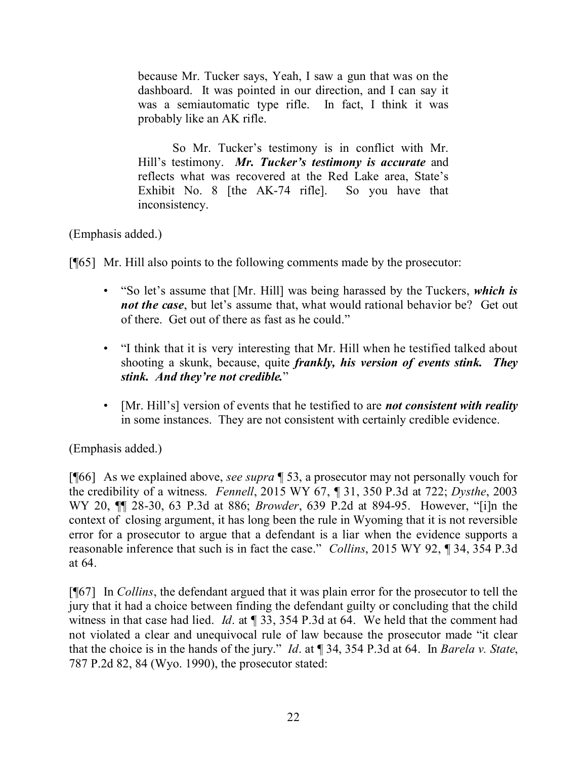> because Mr. Tucker says, Yeah, I saw a gun that was on the dashboard. It was pointed in our direction, and I can say it was a semiautomatic type rifle. In fact, I think it was probably like an AK rifle.
>
> So Mr. Tucker's testimony is in conflict with Mr. Hill's testimony. ***Mr. Tucker's testimony is accurate*** and reflects what was recovered at the Red Lake area, State's Exhibit No. 8 [the AK-74 rifle]. So you have that inconsistency.

(Emphasis added.)

[¶65] Mr. Hill also points to the following comments made by the prosecutor:

- "So let's assume that [Mr. Hill] was being harassed by the Tuckers, ***which is not the case***, but let's assume that, what would rational behavior be? Get out of there. Get out of there as fast as he could."
- "I think that it is very interesting that Mr. Hill when he testified talked about shooting a skunk, because, quite ***frankly, his version of events stink. They stink. And they're not credible.***"
- [Mr. Hill's] version of events that he testified to are ***not consistent with reality*** in some instances. They are not consistent with certainly credible evidence.

(Emphasis added.)

[¶66] As we explained above, *see supra* ¶ 53, a prosecutor may not personally vouch for the credibility of a witness. *Fennell*, 2015 WY 67, ¶ 31, 350 P.3d at 722; *Dysthe*, 2003 WY 20, ¶¶ 28-30, 63 P.3d at 886; *Browder*, 639 P.2d at 894-95. However, "[i]n the context of closing argument, it has long been the rule in Wyoming that it is not reversible error for a prosecutor to argue that a defendant is a liar when the evidence supports a reasonable inference that such is in fact the case." *Collins*, 2015 WY 92, ¶ 34, 354 P.3d at 64.

[¶67] In *Collins*, the defendant argued that it was plain error for the prosecutor to tell the jury that it had a choice between finding the defendant guilty or concluding that the child witness in that case had lied. *Id*. at ¶ 33, 354 P.3d at 64. We held that the comment had not violated a clear and unequivocal rule of law because the prosecutor made "it clear that the choice is in the hands of the jury." *Id*. at ¶ 34, 354 P.3d at 64. In *Barela v. State*, 787 P.2d 82, 84 (Wyo. 1990), the prosecutor stated: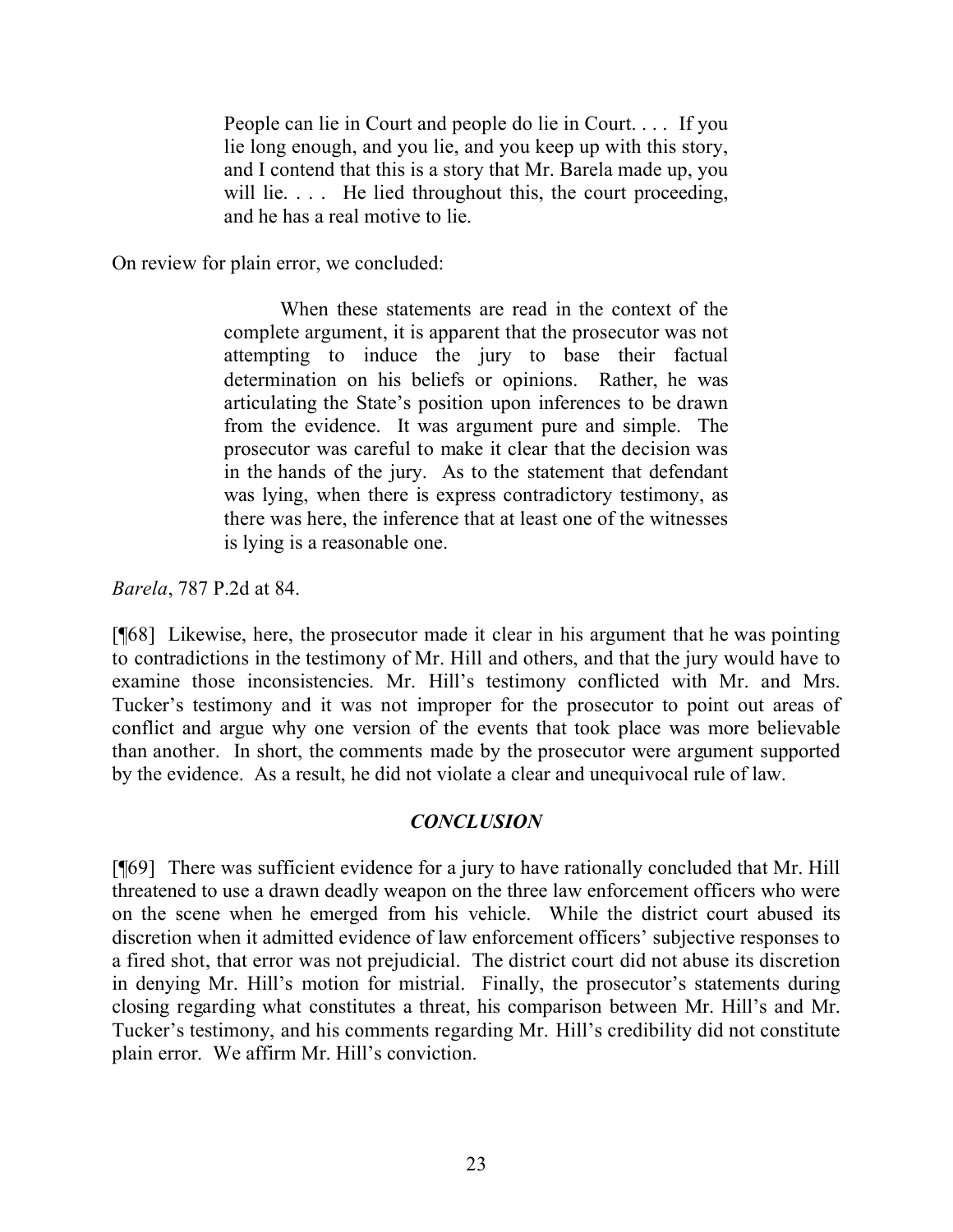> People can lie in Court and people do lie in Court. . . . If you lie long enough, and you lie, and you keep up with this story, and I contend that this is a story that Mr. Barela made up, you will lie. . . . He lied throughout this, the court proceeding, and he has a real motive to lie.

On review for plain error, we concluded:

> When these statements are read in the context of the complete argument, it is apparent that the prosecutor was not attempting to induce the jury to base their factual determination on his beliefs or opinions. Rather, he was articulating the State's position upon inferences to be drawn from the evidence. It was argument pure and simple. The prosecutor was careful to make it clear that the decision was in the hands of the jury. As to the statement that defendant was lying, when there is express contradictory testimony, as there was here, the inference that at least one of the witnesses is lying is a reasonable one.

*Barela*, 787 P.2d at 84.

[¶68] Likewise, here, the prosecutor made it clear in his argument that he was pointing to contradictions in the testimony of Mr. Hill and others, and that the jury would have to examine those inconsistencies. Mr. Hill's testimony conflicted with Mr. and Mrs. Tucker's testimony and it was not improper for the prosecutor to point out areas of conflict and argue why one version of the events that took place was more believable than another. In short, the comments made by the prosecutor were argument supported by the evidence. As a result, he did not violate a clear and unequivocal rule of law.

## *CONCLUSION*

[¶69] There was sufficient evidence for a jury to have rationally concluded that Mr. Hill threatened to use a drawn deadly weapon on the three law enforcement officers who were on the scene when he emerged from his vehicle. While the district court abused its discretion when it admitted evidence of law enforcement officers' subjective responses to a fired shot, that error was not prejudicial. The district court did not abuse its discretion in denying Mr. Hill's motion for mistrial. Finally, the prosecutor's statements during closing regarding what constitutes a threat, his comparison between Mr. Hill's and Mr. Tucker's testimony, and his comments regarding Mr. Hill's credibility did not constitute plain error. We affirm Mr. Hill's conviction.